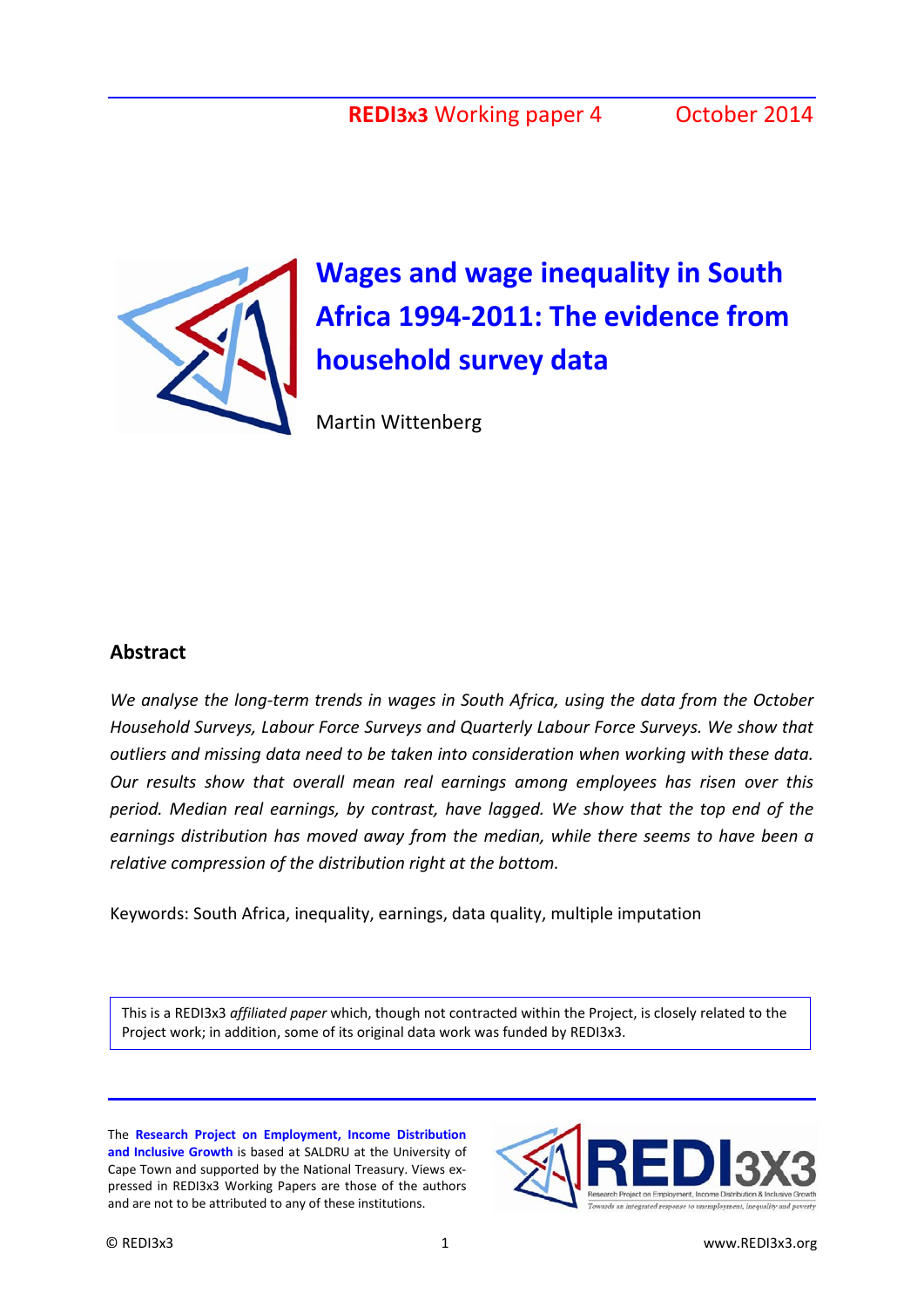**REDI3x3** Working paper 4 October 2014

# Wages and wage inequality in South Africa 1994-2011: The evidence from household survey data

Martin Wittenberg

## Abstract

*We analyse the long-term trends in wages in South Africa, using the data from the October Household Surveys, Labour Force Surveys and Quarterly Labour Force Surveys. We show that outliers and missing data need to be taken into consideration when working with these data. Our results show that overall mean real earnings among employees has risen over this period. Median real earnings, by contrast, have lagged. We show that the top end of the earnings distribution has moved away from the median, while there seems to have been a relative compression of the distribution right at the bottom.*

Keywords: South Africa, inequality, earnings, data quality, multiple imputation

This is a REDI3x3 *affiliated paper* which, though not contracted within the Project, is closely related to the Project work; in addition, some of its original data work was funded by REDI3x3.

The **Research Project on Employment, Income Distribution and Inclusive Growth** is based at SALDRU at the University of Cape Town and supported by the National Treasury. Views expressed in REDI3x3 Working Papers are those of the authors and are not to be attributed to any of these institutions.

© REDI3x3 www.REDI3x3.org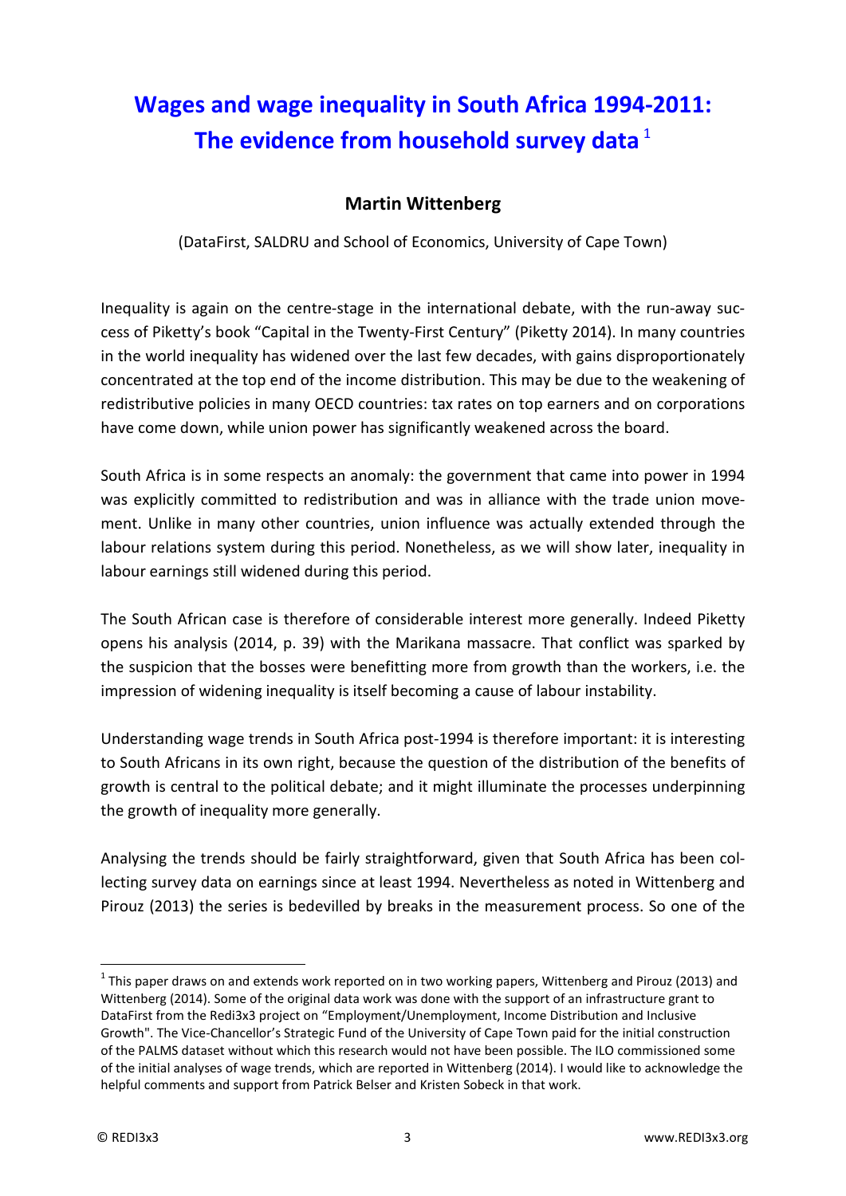# Wages and wage inequality in South Africa 1994-2011: The evidence from household survey data [1]

**Martin Wittenberg**

(DataFirst, SALDRU and School of Economics, University of Cape Town)

Inequality is again on the centre-stage in the international debate, with the run-away success of Piketty's book "Capital in the Twenty-First Century" (Piketty 2014). In many countries in the world inequality has widened over the last few decades, with gains disproportionately concentrated at the top end of the income distribution. This may be due to the weakening of redistributive policies in many OECD countries: tax rates on top earners and on corporations have come down, while union power has significantly weakened across the board.

South Africa is in some respects an anomaly: the government that came into power in 1994 was explicitly committed to redistribution and was in alliance with the trade union movement. Unlike in many other countries, union influence was actually extended through the labour relations system during this period. Nonetheless, as we will show later, inequality in labour earnings still widened during this period.

The South African case is therefore of considerable interest more generally. Indeed Piketty opens his analysis (2014, p. 39) with the Marikana massacre. That conflict was sparked by the suspicion that the bosses were benefitting more from growth than the workers, i.e. the impression of widening inequality is itself becoming a cause of labour instability.

Understanding wage trends in South Africa post-1994 is therefore important: it is interesting to South Africans in its own right, because the question of the distribution of the benefits of growth is central to the political debate; and it might illuminate the processes underpinning the growth of inequality more generally.

Analysing the trends should be fairly straightforward, given that South Africa has been collecting survey data on earnings since at least 1994. Nevertheless as noted in Wittenberg and Pirouz (2013) the series is bedevilled by breaks in the measurement process. So one of the

[1] This paper draws on and extends work reported on in two working papers, Wittenberg and Pirouz (2013) and Wittenberg (2014). Some of the original data work was done with the support of an infrastructure grant to DataFirst from the Redi3x3 project on "Employment/Unemployment, Income Distribution and Inclusive Growth". The Vice-Chancellor's Strategic Fund of the University of Cape Town paid for the initial construction of the PALMS dataset without which this research would not have been possible. The ILO commissioned some of the initial analyses of wage trends, which are reported in Wittenberg (2014). I would like to acknowledge the helpful comments and support from Patrick Belser and Kristen Sobeck in that work.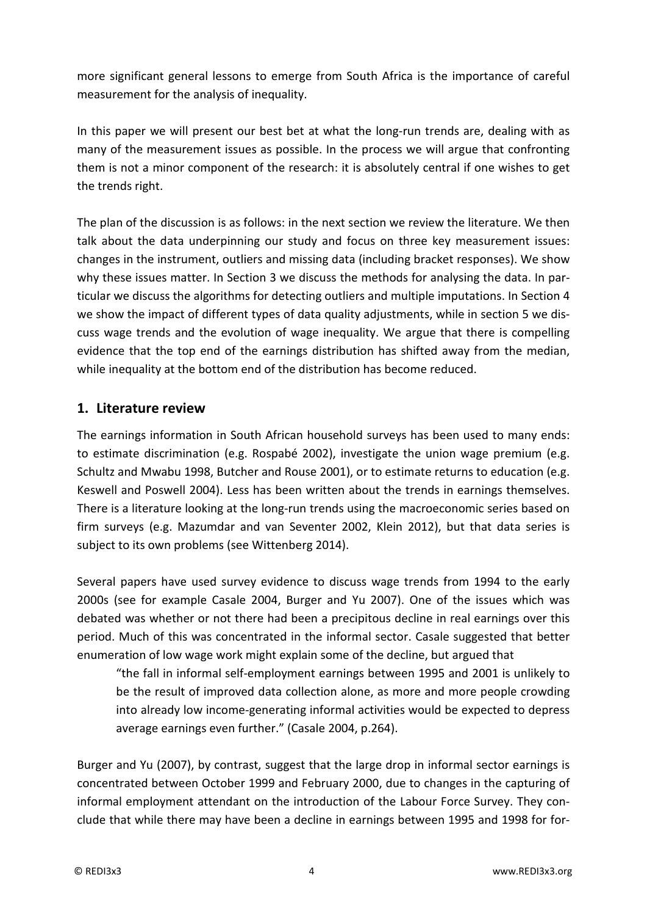more significant general lessons to emerge from South Africa is the importance of careful measurement for the analysis of inequality.

In this paper we will present our best bet at what the long-run trends are, dealing with as many of the measurement issues as possible. In the process we will argue that confronting them is not a minor component of the research: it is absolutely central if one wishes to get the trends right.

The plan of the discussion is as follows: in the next section we review the literature. We then talk about the data underpinning our study and focus on three key measurement issues: changes in the instrument, outliers and missing data (including bracket responses). We show why these issues matter. In Section 3 we discuss the methods for analysing the data. In particular we discuss the algorithms for detecting outliers and multiple imputations. In Section 4 we show the impact of different types of data quality adjustments, while in section 5 we discuss wage trends and the evolution of wage inequality. We argue that there is compelling evidence that the top end of the earnings distribution has shifted away from the median, while inequality at the bottom end of the distribution has become reduced.

## 1. Literature review

The earnings information in South African household surveys has been used to many ends: to estimate discrimination (e.g. Rospabé 2002), investigate the union wage premium (e.g. Schultz and Mwabu 1998, Butcher and Rouse 2001), or to estimate returns to education (e.g. Keswell and Poswell 2004). Less has been written about the trends in earnings themselves. There is a literature looking at the long-run trends using the macroeconomic series based on firm surveys (e.g. Mazumdar and van Seventer 2002, Klein 2012), but that data series is subject to its own problems (see Wittenberg 2014).

Several papers have used survey evidence to discuss wage trends from 1994 to the early 2000s (see for example Casale 2004, Burger and Yu 2007). One of the issues which was debated was whether or not there had been a precipitous decline in real earnings over this period. Much of this was concentrated in the informal sector. Casale suggested that better enumeration of low wage work might explain some of the decline, but argued that

> "the fall in informal self-employment earnings between 1995 and 2001 is unlikely to be the result of improved data collection alone, as more and more people crowding into already low income-generating informal activities would be expected to depress average earnings even further." (Casale 2004, p.264).

Burger and Yu (2007), by contrast, suggest that the large drop in informal sector earnings is concentrated between October 1999 and February 2000, due to changes in the capturing of informal employment attendant on the introduction of the Labour Force Survey. They conclude that while there may have been a decline in earnings between 1995 and 1998 for for-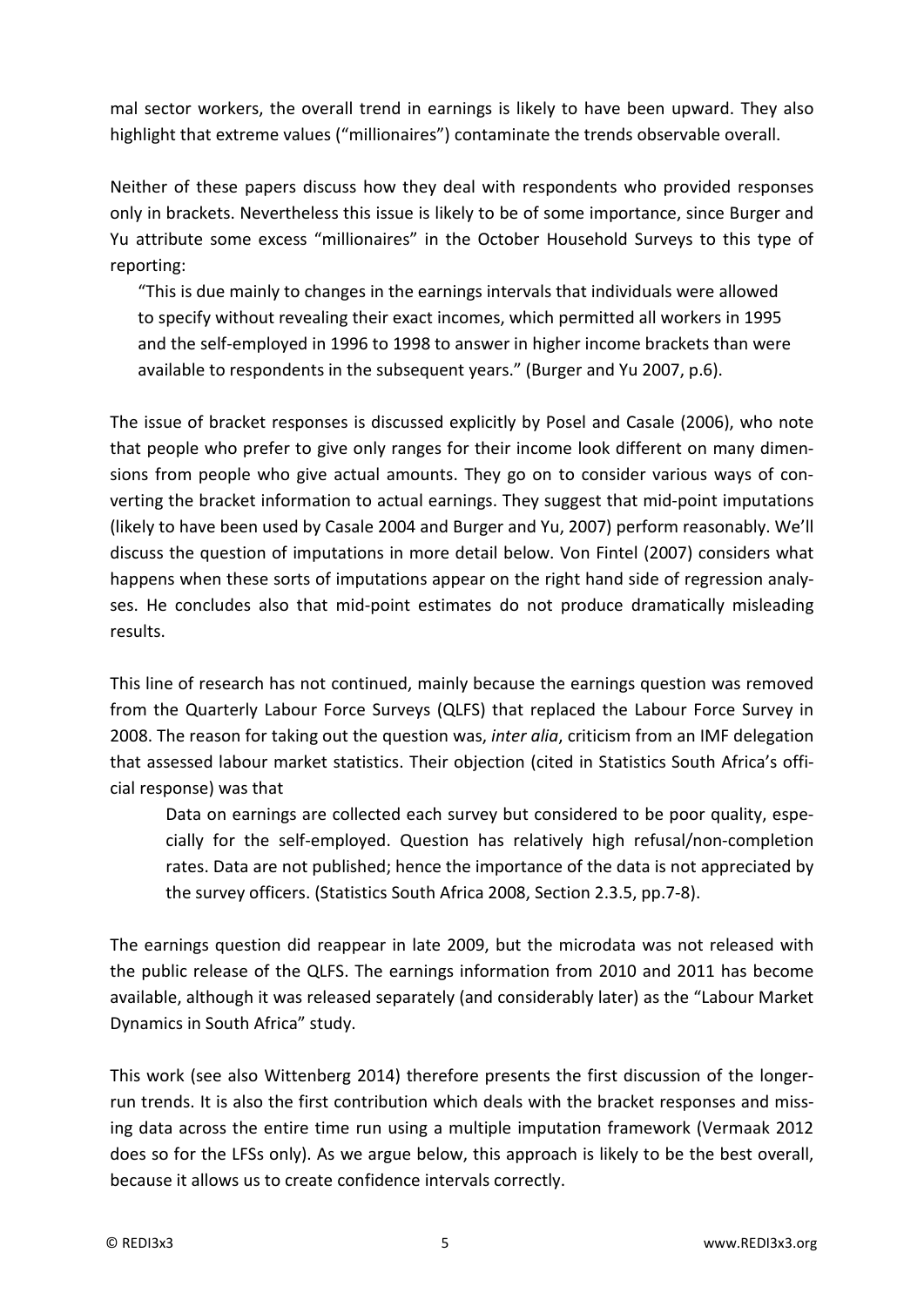mal sector workers, the overall trend in earnings is likely to have been upward. They also highlight that extreme values ("millionaires") contaminate the trends observable overall.

Neither of these papers discuss how they deal with respondents who provided responses only in brackets. Nevertheless this issue is likely to be of some importance, since Burger and Yu attribute some excess "millionaires" in the October Household Surveys to this type of reporting:

> "This is due mainly to changes in the earnings intervals that individuals were allowed to specify without revealing their exact incomes, which permitted all workers in 1995 and the self-employed in 1996 to 1998 to answer in higher income brackets than were available to respondents in the subsequent years." (Burger and Yu 2007, p.6).

The issue of bracket responses is discussed explicitly by Posel and Casale (2006), who note that people who prefer to give only ranges for their income look different on many dimensions from people who give actual amounts. They go on to consider various ways of converting the bracket information to actual earnings. They suggest that mid-point imputations (likely to have been used by Casale 2004 and Burger and Yu, 2007) perform reasonably. We'll discuss the question of imputations in more detail below. Von Fintel (2007) considers what happens when these sorts of imputations appear on the right hand side of regression analyses. He concludes also that mid-point estimates do not produce dramatically misleading results.

This line of research has not continued, mainly because the earnings question was removed from the Quarterly Labour Force Surveys (QLFS) that replaced the Labour Force Survey in 2008. The reason for taking out the question was, *inter alia*, criticism from an IMF delegation that assessed labour market statistics. Their objection (cited in Statistics South Africa's official response) was that

> Data on earnings are collected each survey but considered to be poor quality, especially for the self-employed. Question has relatively high refusal/non-completion rates. Data are not published; hence the importance of the data is not appreciated by the survey officers. (Statistics South Africa 2008, Section 2.3.5, pp.7-8).

The earnings question did reappear in late 2009, but the microdata was not released with the public release of the QLFS. The earnings information from 2010 and 2011 has become available, although it was released separately (and considerably later) as the "Labour Market Dynamics in South Africa" study.

This work (see also Wittenberg 2014) therefore presents the first discussion of the longer-run trends. It is also the first contribution which deals with the bracket responses and missing data across the entire time run using a multiple imputation framework (Vermaak 2012 does so for the LFSs only). As we argue below, this approach is likely to be the best overall, because it allows us to create confidence intervals correctly.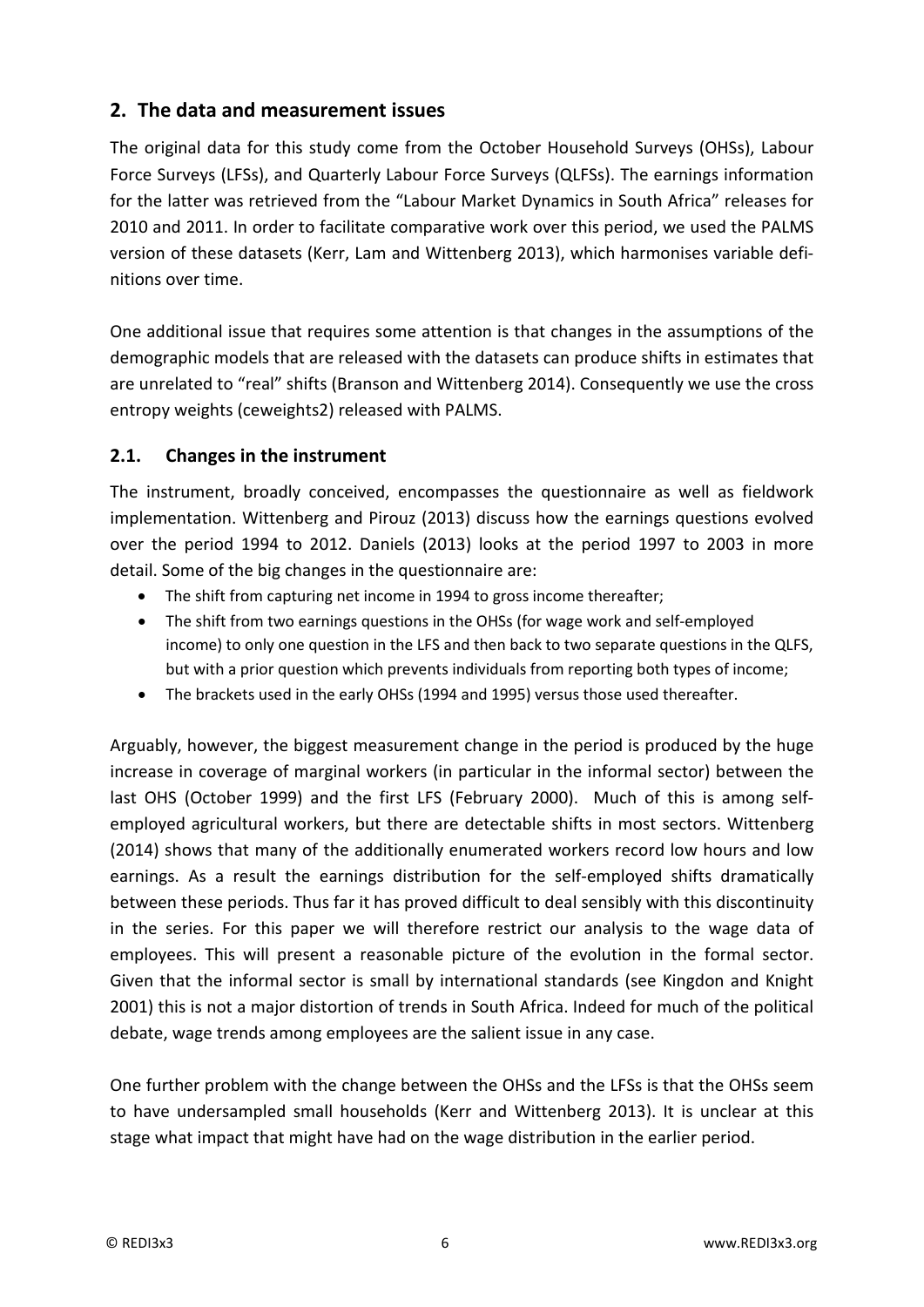## 2. The data and measurement issues

The original data for this study come from the October Household Surveys (OHSs), Labour Force Surveys (LFSs), and Quarterly Labour Force Surveys (QLFSs). The earnings information for the latter was retrieved from the "Labour Market Dynamics in South Africa" releases for 2010 and 2011. In order to facilitate comparative work over this period, we used the PALMS version of these datasets (Kerr, Lam and Wittenberg 2013), which harmonises variable definitions over time.

One additional issue that requires some attention is that changes in the assumptions of the demographic models that are released with the datasets can produce shifts in estimates that are unrelated to "real" shifts (Branson and Wittenberg 2014). Consequently we use the cross entropy weights (ceweights2) released with PALMS.

### 2.1. Changes in the instrument

The instrument, broadly conceived, encompasses the questionnaire as well as fieldwork implementation. Wittenberg and Pirouz (2013) discuss how the earnings questions evolved over the period 1994 to 2012. Daniels (2013) looks at the period 1997 to 2003 in more detail. Some of the big changes in the questionnaire are:

- The shift from capturing net income in 1994 to gross income thereafter;
- The shift from two earnings questions in the OHSs (for wage work and self-employed income) to only one question in the LFS and then back to two separate questions in the QLFS, but with a prior question which prevents individuals from reporting both types of income;
- The brackets used in the early OHSs (1994 and 1995) versus those used thereafter.

Arguably, however, the biggest measurement change in the period is produced by the huge increase in coverage of marginal workers (in particular in the informal sector) between the last OHS (October 1999) and the first LFS (February 2000). Much of this is among self-employed agricultural workers, but there are detectable shifts in most sectors. Wittenberg (2014) shows that many of the additionally enumerated workers record low hours and low earnings. As a result the earnings distribution for the self-employed shifts dramatically between these periods. Thus far it has proved difficult to deal sensibly with this discontinuity in the series. For this paper we will therefore restrict our analysis to the wage data of employees. This will present a reasonable picture of the evolution in the formal sector. Given that the informal sector is small by international standards (see Kingdon and Knight 2001) this is not a major distortion of trends in South Africa. Indeed for much of the political debate, wage trends among employees are the salient issue in any case.

One further problem with the change between the OHSs and the LFSs is that the OHSs seem to have undersampled small households (Kerr and Wittenberg 2013). It is unclear at this stage what impact that might have had on the wage distribution in the earlier period.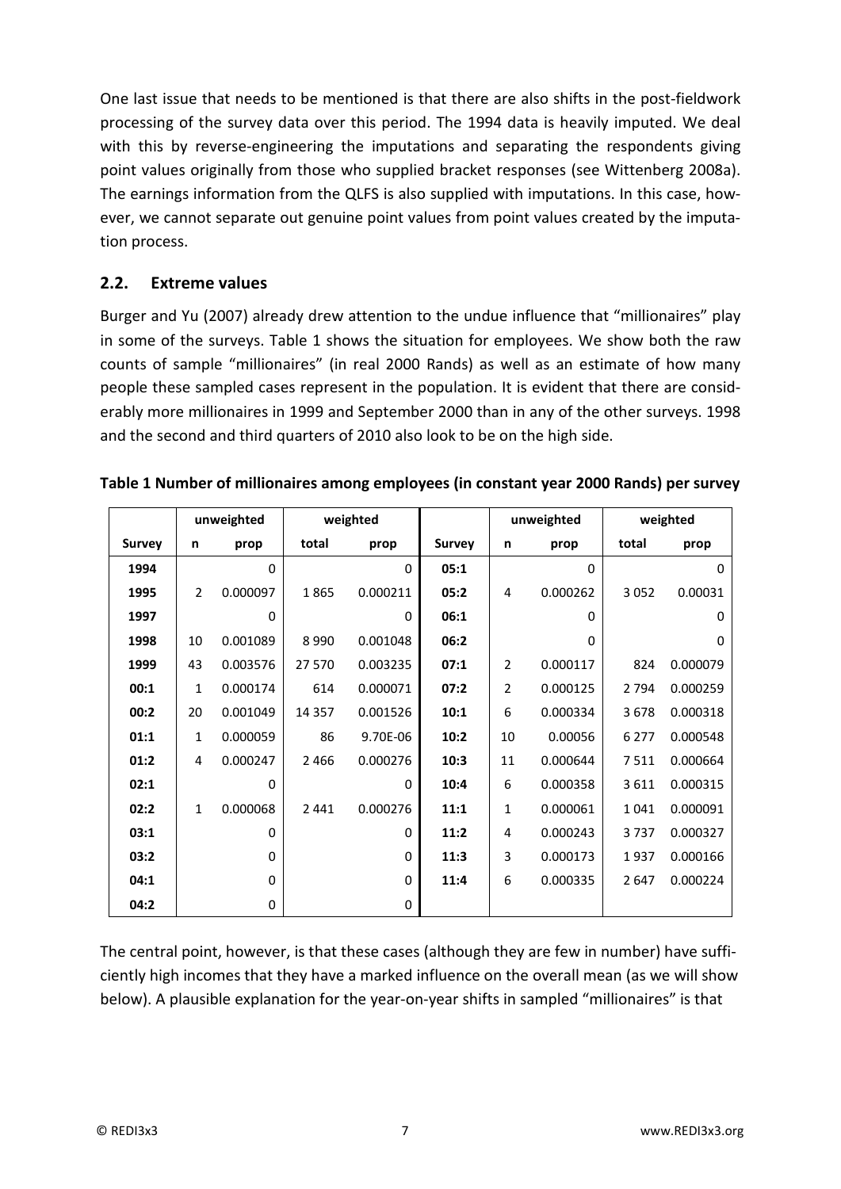One last issue that needs to be mentioned is that there are also shifts in the post-fieldwork processing of the survey data over this period. The 1994 data is heavily imputed. We deal with this by reverse-engineering the imputations and separating the respondents giving point values originally from those who supplied bracket responses (see Wittenberg 2008a). The earnings information from the QLFS is also supplied with imputations. In this case, however, we cannot separate out genuine point values from point values created by the imputation process.

## 2.2. Extreme values

Burger and Yu (2007) already drew attention to the undue influence that "millionaires" play in some of the surveys. Table 1 shows the situation for employees. We show both the raw counts of sample "millionaires" (in real 2000 Rands) as well as an estimate of how many people these sampled cases represent in the population. It is evident that there are considerably more millionaires in 1999 and September 2000 than in any of the other surveys. 1998 and the second and third quarters of 2010 also look to be on the high side.

**Table 1 Number of millionaires among employees (in constant year 2000 Rands) per survey**

| | unweighted | | weighted | | | unweighted | | weighted | |
|---|---|---|---|---|---|---|---|---|---|
| **Survey** | **n** | **prop** | **total** | **prop** | **Survey** | **n** | **prop** | **total** | **prop** |
| **1994** | | 0 | | 0 | **05:1** | | 0 | | 0 |
| **1995** | 2 | 0.000097 | 1 865 | 0.000211 | **05:2** | 4 | 0.000262 | 3 052 | 0.00031 |
| **1997** | | 0 | | 0 | **06:1** | | 0 | | 0 |
| **1998** | 10 | 0.001089 | 8 990 | 0.001048 | **06:2** | | 0 | | 0 |
| **1999** | 43 | 0.003576 | 27 570 | 0.003235 | **07:1** | 2 | 0.000117 | 824 | 0.000079 |
| **00:1** | 1 | 0.000174 | 614 | 0.000071 | **07:2** | 2 | 0.000125 | 2 794 | 0.000259 |
| **00:2** | 20 | 0.001049 | 14 357 | 0.001526 | **10:1** | 6 | 0.000334 | 3 678 | 0.000318 |
| **01:1** | 1 | 0.000059 | 86 | 9.70E-06 | **10:2** | 10 | 0.00056 | 6 277 | 0.000548 |
| **01:2** | 4 | 0.000247 | 2 466 | 0.000276 | **10:3** | 11 | 0.000644 | 7 511 | 0.000664 |
| **02:1** | | 0 | | 0 | **10:4** | 6 | 0.000358 | 3 611 | 0.000315 |
| **02:2** | 1 | 0.000068 | 2 441 | 0.000276 | **11:1** | 1 | 0.000061 | 1 041 | 0.000091 |
| **03:1** | | 0 | | 0 | **11:2** | 4 | 0.000243 | 3 737 | 0.000327 |
| **03:2** | | 0 | | 0 | **11:3** | 3 | 0.000173 | 1 937 | 0.000166 |
| **04:1** | | 0 | | 0 | **11:4** | 6 | 0.000335 | 2 647 | 0.000224 |
| **04:2** | | 0 | | 0 | | | | | |

The central point, however, is that these cases (although they are few in number) have sufficiently high incomes that they have a marked influence on the overall mean (as we will show below). A plausible explanation for the year-on-year shifts in sampled "millionaires" is that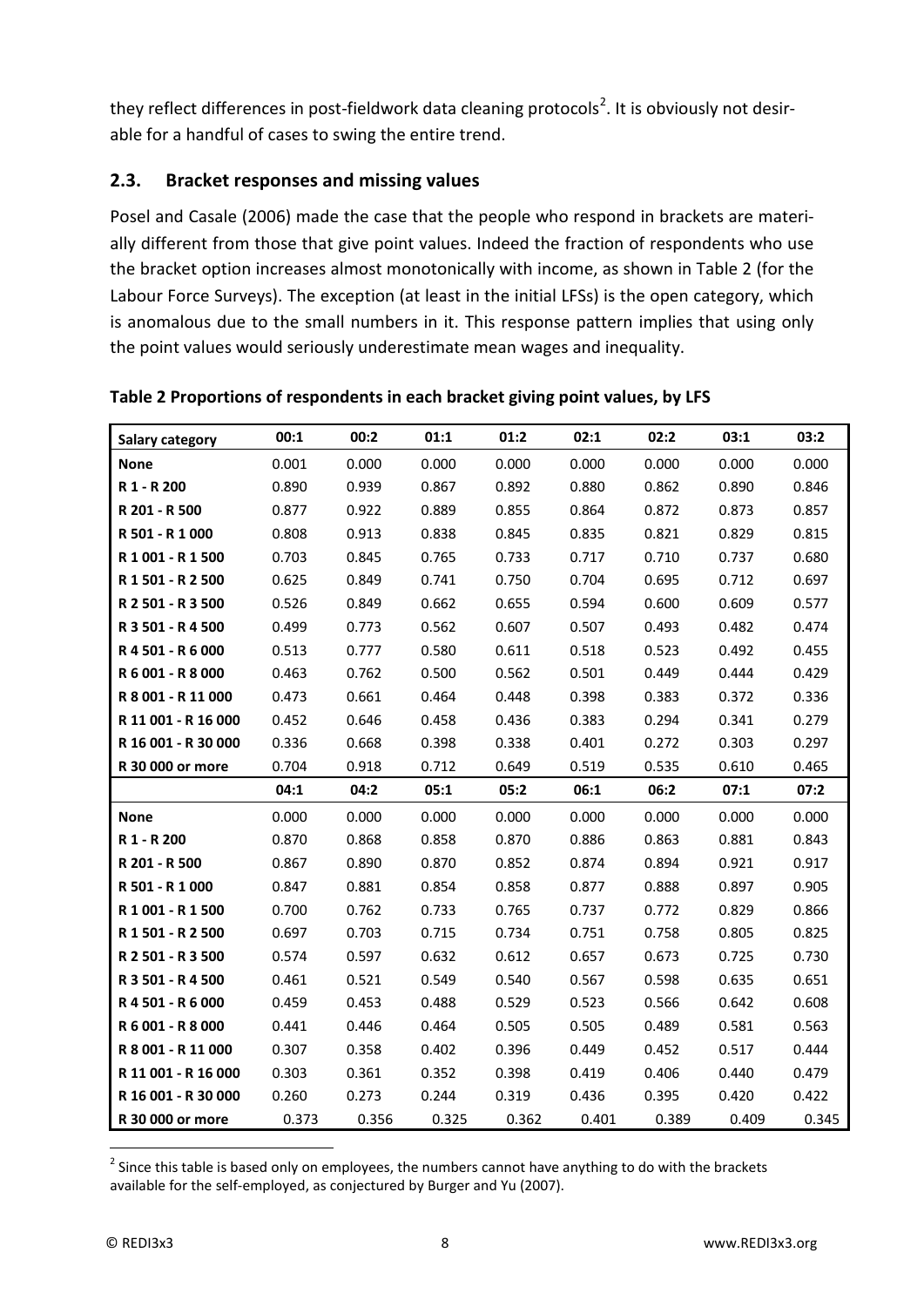they reflect differences in post-fieldwork data cleaning protocols[2]. It is obviously not desirable for a handful of cases to swing the entire trend.

## 2.3. Bracket responses and missing values

Posel and Casale (2006) made the case that the people who respond in brackets are materially different from those that give point values. Indeed the fraction of respondents who use the bracket option increases almost monotonically with income, as shown in Table 2 (for the Labour Force Surveys). The exception (at least in the initial LFSs) is the open category, which is anomalous due to the small numbers in it. This response pattern implies that using only the point values would seriously underestimate mean wages and inequality.

**Table 2 Proportions of respondents in each bracket giving point values, by LFS**

| Salary category | 00:1 | 00:2 | 01:1 | 01:2 | 02:1 | 02:2 | 03:1 | 03:2 |
|---|---|---|---|---|---|---|---|---|
| **None** | 0.001 | 0.000 | 0.000 | 0.000 | 0.000 | 0.000 | 0.000 | 0.000 |
| **R 1 - R 200** | 0.890 | 0.939 | 0.867 | 0.892 | 0.880 | 0.862 | 0.890 | 0.846 |
| **R 201 - R 500** | 0.877 | 0.922 | 0.889 | 0.855 | 0.864 | 0.872 | 0.873 | 0.857 |
| **R 501 - R 1 000** | 0.808 | 0.913 | 0.838 | 0.845 | 0.835 | 0.821 | 0.829 | 0.815 |
| **R 1 001 - R 1 500** | 0.703 | 0.845 | 0.765 | 0.733 | 0.717 | 0.710 | 0.737 | 0.680 |
| **R 1 501 - R 2 500** | 0.625 | 0.849 | 0.741 | 0.750 | 0.704 | 0.695 | 0.712 | 0.697 |
| **R 2 501 - R 3 500** | 0.526 | 0.849 | 0.662 | 0.655 | 0.594 | 0.600 | 0.609 | 0.577 |
| **R 3 501 - R 4 500** | 0.499 | 0.773 | 0.562 | 0.607 | 0.507 | 0.493 | 0.482 | 0.474 |
| **R 4 501 - R 6 000** | 0.513 | 0.777 | 0.580 | 0.611 | 0.518 | 0.523 | 0.492 | 0.455 |
| **R 6 001 - R 8 000** | 0.463 | 0.762 | 0.500 | 0.562 | 0.501 | 0.449 | 0.444 | 0.429 |
| **R 8 001 - R 11 000** | 0.473 | 0.661 | 0.464 | 0.448 | 0.398 | 0.383 | 0.372 | 0.336 |
| **R 11 001 - R 16 000** | 0.452 | 0.646 | 0.458 | 0.436 | 0.383 | 0.294 | 0.341 | 0.279 |
| **R 16 001 - R 30 000** | 0.336 | 0.668 | 0.398 | 0.338 | 0.401 | 0.272 | 0.303 | 0.297 |
| **R 30 000 or more** | 0.704 | 0.918 | 0.712 | 0.649 | 0.519 | 0.535 | 0.610 | 0.465 |
| | **04:1** | **04:2** | **05:1** | **05:2** | **06:1** | **06:2** | **07:1** | **07:2** |
| **None** | 0.000 | 0.000 | 0.000 | 0.000 | 0.000 | 0.000 | 0.000 | 0.000 |
| **R 1 - R 200** | 0.870 | 0.868 | 0.858 | 0.870 | 0.886 | 0.863 | 0.881 | 0.843 |
| **R 201 - R 500** | 0.867 | 0.890 | 0.870 | 0.852 | 0.874 | 0.894 | 0.921 | 0.917 |
| **R 501 - R 1 000** | 0.847 | 0.881 | 0.854 | 0.858 | 0.877 | 0.888 | 0.897 | 0.905 |
| **R 1 001 - R 1 500** | 0.700 | 0.762 | 0.733 | 0.765 | 0.737 | 0.772 | 0.829 | 0.866 |
| **R 1 501 - R 2 500** | 0.697 | 0.703 | 0.715 | 0.734 | 0.751 | 0.758 | 0.805 | 0.825 |
| **R 2 501 - R 3 500** | 0.574 | 0.597 | 0.632 | 0.612 | 0.657 | 0.673 | 0.725 | 0.730 |
| **R 3 501 - R 4 500** | 0.461 | 0.521 | 0.549 | 0.540 | 0.567 | 0.598 | 0.635 | 0.651 |
| **R 4 501 - R 6 000** | 0.459 | 0.453 | 0.488 | 0.529 | 0.523 | 0.566 | 0.642 | 0.608 |
| **R 6 001 - R 8 000** | 0.441 | 0.446 | 0.464 | 0.505 | 0.505 | 0.489 | 0.581 | 0.563 |
| **R 8 001 - R 11 000** | 0.307 | 0.358 | 0.402 | 0.396 | 0.449 | 0.452 | 0.517 | 0.444 |
| **R 11 001 - R 16 000** | 0.303 | 0.361 | 0.352 | 0.398 | 0.419 | 0.406 | 0.440 | 0.479 |
| **R 16 001 - R 30 000** | 0.260 | 0.273 | 0.244 | 0.319 | 0.436 | 0.395 | 0.420 | 0.422 |
| **R 30 000 or more** | 0.373 | 0.356 | 0.325 | 0.362 | 0.401 | 0.389 | 0.409 | 0.345 |

[2] Since this table is based only on employees, the numbers cannot have anything to do with the brackets available for the self-employed, as conjectured by Burger and Yu (2007).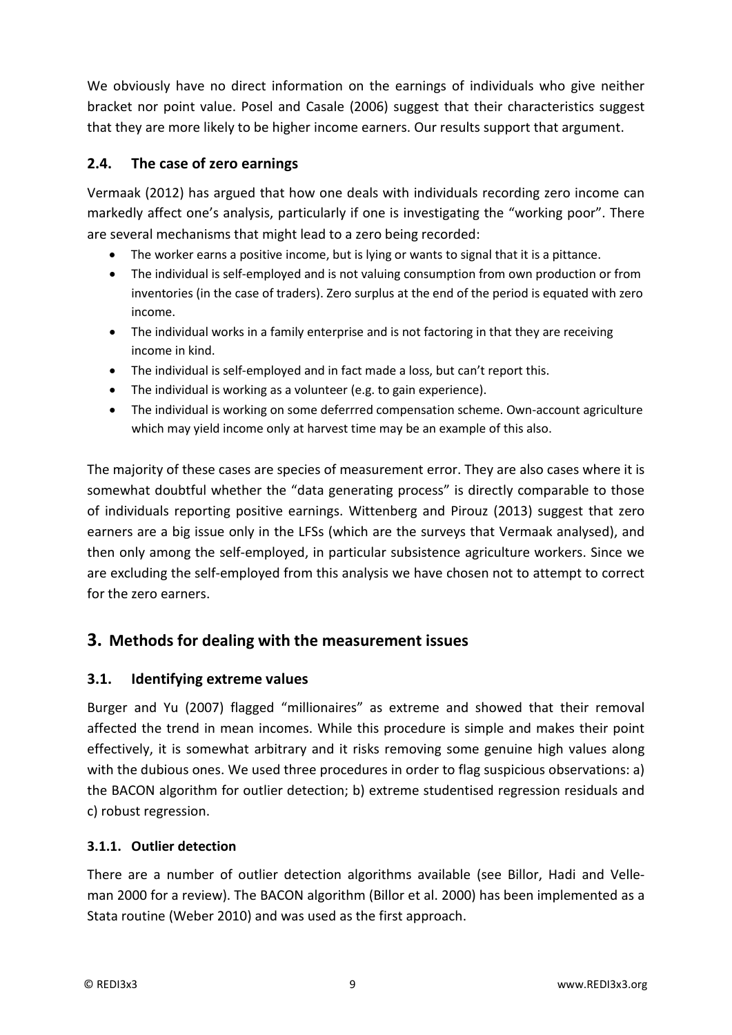We obviously have no direct information on the earnings of individuals who give neither bracket nor point value. Posel and Casale (2006) suggest that their characteristics suggest that they are more likely to be higher income earners. Our results support that argument.

## 2.4. The case of zero earnings

Vermaak (2012) has argued that how one deals with individuals recording zero income can markedly affect one's analysis, particularly if one is investigating the "working poor". There are several mechanisms that might lead to a zero being recorded:

- The worker earns a positive income, but is lying or wants to signal that it is a pittance.
- The individual is self-employed and is not valuing consumption from own production or from inventories (in the case of traders). Zero surplus at the end of the period is equated with zero income.
- The individual works in a family enterprise and is not factoring in that they are receiving income in kind.
- The individual is self-employed and in fact made a loss, but can't report this.
- The individual is working as a volunteer (e.g. to gain experience).
- The individual is working on some deferrred compensation scheme. Own-account agriculture which may yield income only at harvest time may be an example of this also.

The majority of these cases are species of measurement error. They are also cases where it is somewhat doubtful whether the "data generating process" is directly comparable to those of individuals reporting positive earnings. Wittenberg and Pirouz (2013) suggest that zero earners are a big issue only in the LFSs (which are the surveys that Vermaak analysed), and then only among the self-employed, in particular subsistence agriculture workers. Since we are excluding the self-employed from this analysis we have chosen not to attempt to correct for the zero earners.

# 3. Methods for dealing with the measurement issues

## 3.1. Identifying extreme values

Burger and Yu (2007) flagged "millionaires" as extreme and showed that their removal affected the trend in mean incomes. While this procedure is simple and makes their point effectively, it is somewhat arbitrary and it risks removing some genuine high values along with the dubious ones. We used three procedures in order to flag suspicious observations: a) the BACON algorithm for outlier detection; b) extreme studentised regression residuals and c) robust regression.

### 3.1.1. Outlier detection

There are a number of outlier detection algorithms available (see Billor, Hadi and Velleman 2000 for a review). The BACON algorithm (Billor et al. 2000) has been implemented as a Stata routine (Weber 2010) and was used as the first approach.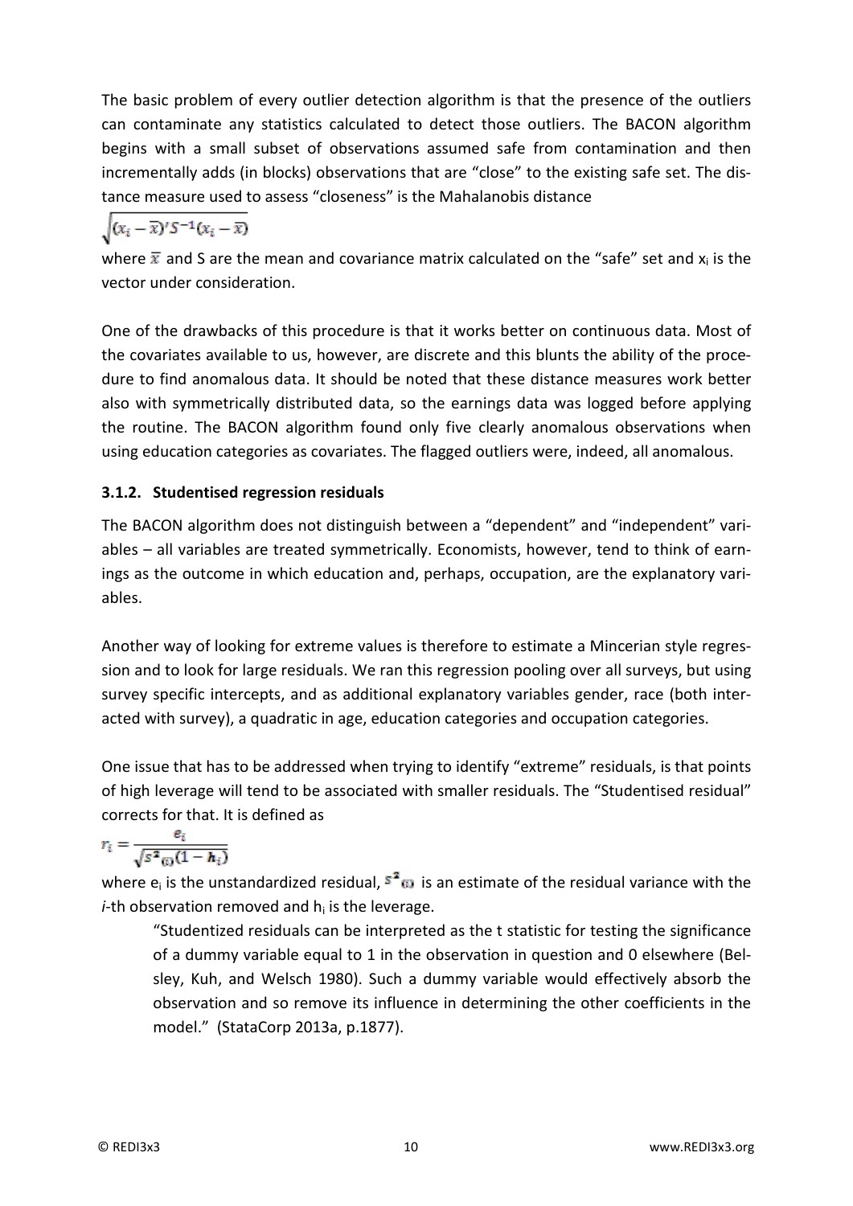The basic problem of every outlier detection algorithm is that the presence of the outliers can contaminate any statistics calculated to detect those outliers. The BACON algorithm begins with a small subset of observations assumed safe from contamination and then incrementally adds (in blocks) observations that are "close" to the existing safe set. The distance measure used to assess "closeness" is the Mahalanobis distance

$$\sqrt{(x_i - \bar{x})' S^{-1} (x_i - \bar{x})}$$

where $\bar{x}$ and S are the mean and covariance matrix calculated on the "safe" set and $x_i$ is the vector under consideration.

One of the drawbacks of this procedure is that it works better on continuous data. Most of the covariates available to us, however, are discrete and this blunts the ability of the procedure to find anomalous data. It should be noted that these distance measures work better also with symmetrically distributed data, so the earnings data was logged before applying the routine. The BACON algorithm found only five clearly anomalous observations when using education categories as covariates. The flagged outliers were, indeed, all anomalous.

### 3.1.2. Studentised regression residuals

The BACON algorithm does not distinguish between a "dependent" and "independent" variables – all variables are treated symmetrically. Economists, however, tend to think of earnings as the outcome in which education and, perhaps, occupation, are the explanatory variables.

Another way of looking for extreme values is therefore to estimate a Mincerian style regression and to look for large residuals. We ran this regression pooling over all surveys, but using survey specific intercepts, and as additional explanatory variables gender, race (both interacted with survey), a quadratic in age, education categories and occupation categories.

One issue that has to be addressed when trying to identify "extreme" residuals, is that points of high leverage will tend to be associated with smaller residuals. The "Studentised residual" corrects for that. It is defined as

$$r_i = \frac{e_i}{\sqrt{s^2_{(i)}(1 - h_i)}}$$

where $e_i$ is the unstandardized residual, $s^2_{(i)}$ is an estimate of the residual variance with the *i*-th observation removed and $h_i$ is the leverage.

> "Studentized residuals can be interpreted as the t statistic for testing the significance of a dummy variable equal to 1 in the observation in question and 0 elsewhere (Belsley, Kuh, and Welsch 1980). Such a dummy variable would effectively absorb the observation and so remove its influence in determining the other coefficients in the model." (StataCorp 2013a, p.1877).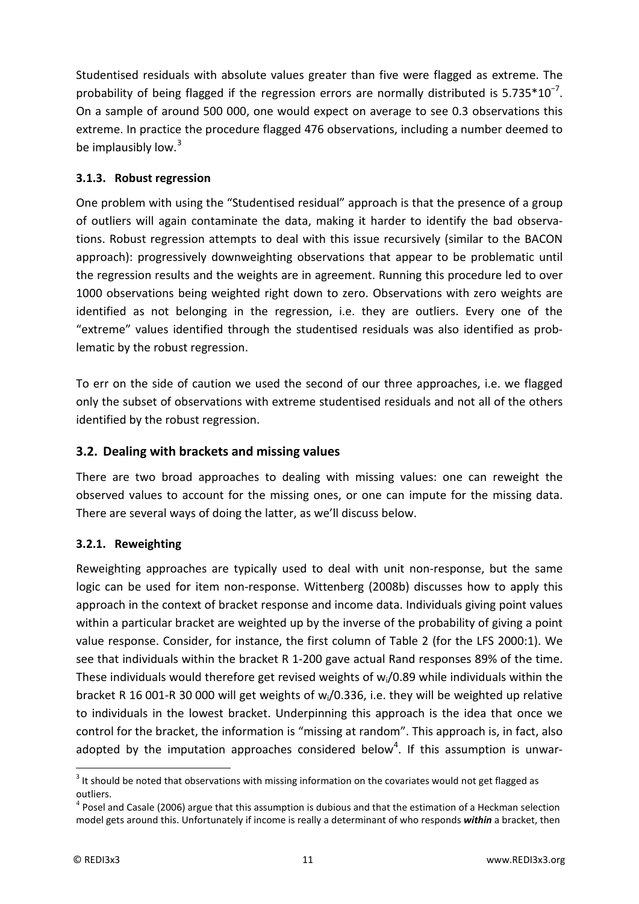Studentised residuals with absolute values greater than five were flagged as extreme. The probability of being flagged if the regression errors are normally distributed is $5.735*10^{-7}$. On a sample of around 500 000, one would expect on average to see 0.3 observations this extreme. In practice the procedure flagged 476 observations, including a number deemed to be implausibly low.[3]

### 3.1.3. Robust regression

One problem with using the "Studentised residual" approach is that the presence of a group of outliers will again contaminate the data, making it harder to identify the bad observations. Robust regression attempts to deal with this issue recursively (similar to the BACON approach): progressively downweighting observations that appear to be problematic until the regression results and the weights are in agreement. Running this procedure led to over 1000 observations being weighted right down to zero. Observations with zero weights are identified as not belonging in the regression, i.e. they are outliers. Every one of the "extreme" values identified through the studentised residuals was also identified as problematic by the robust regression.

To err on the side of caution we used the second of our three approaches, i.e. we flagged only the subset of observations with extreme studentised residuals and not all of the others identified by the robust regression.

## 3.2. Dealing with brackets and missing values

There are two broad approaches to dealing with missing values: one can reweight the observed values to account for the missing ones, or one can impute for the missing data. There are several ways of doing the latter, as we'll discuss below.

### 3.2.1. Reweighting

Reweighting approaches are typically used to deal with unit non-response, but the same logic can be used for item non-response. Wittenberg (2008b) discusses how to apply this approach in the context of bracket response and income data. Individuals giving point values within a particular bracket are weighted up by the inverse of the probability of giving a point value response. Consider, for instance, the first column of Table 2 (for the LFS 2000:1). We see that individuals within the bracket R 1-200 gave actual Rand responses 89% of the time. These individuals would therefore get revised weights of $w_i/0.89$ while individuals within the bracket R 16 001-R 30 000 will get weights of $w_i/0.336$, i.e. they will be weighted up relative to individuals in the lowest bracket. Underpinning this approach is the idea that once we control for the bracket, the information is "missing at random". This approach is, in fact, also adopted by the imputation approaches considered below[4]. If this assumption is unwar-

[3] It should be noted that observations with missing information on the covariates would not get flagged as outliers.

[4] Posel and Casale (2006) argue that this assumption is dubious and that the estimation of a Heckman selection model gets around this. Unfortunately if income is really a determinant of who responds ***within*** a bracket, then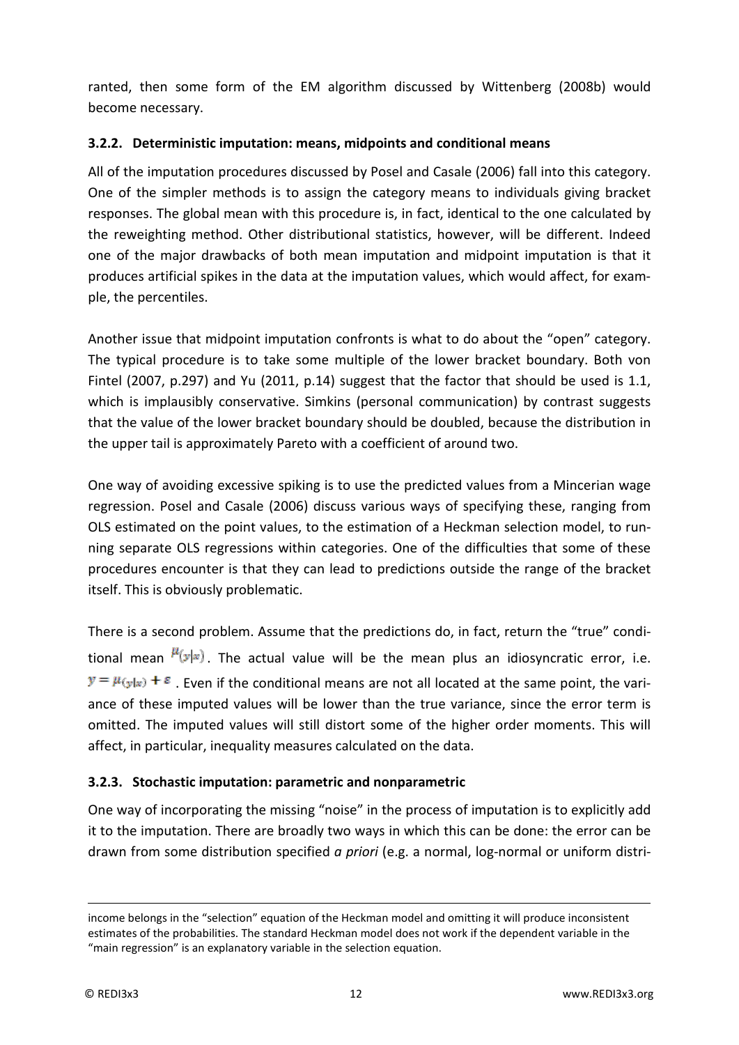ranted, then some form of the EM algorithm discussed by Wittenberg (2008b) would become necessary.

### 3.2.2. Deterministic imputation: means, midpoints and conditional means

All of the imputation procedures discussed by Posel and Casale (2006) fall into this category. One of the simpler methods is to assign the category means to individuals giving bracket responses. The global mean with this procedure is, in fact, identical to the one calculated by the reweighting method. Other distributional statistics, however, will be different. Indeed one of the major drawbacks of both mean imputation and midpoint imputation is that it produces artificial spikes in the data at the imputation values, which would affect, for example, the percentiles.

Another issue that midpoint imputation confronts is what to do about the "open" category. The typical procedure is to take some multiple of the lower bracket boundary. Both von Fintel (2007, p.297) and Yu (2011, p.14) suggest that the factor that should be used is 1.1, which is implausibly conservative. Simkins (personal communication) by contrast suggests that the value of the lower bracket boundary should be doubled, because the distribution in the upper tail is approximately Pareto with a coefficient of around two.

One way of avoiding excessive spiking is to use the predicted values from a Mincerian wage regression. Posel and Casale (2006) discuss various ways of specifying these, ranging from OLS estimated on the point values, to the estimation of a Heckman selection model, to running separate OLS regressions within categories. One of the difficulties that some of these procedures encounter is that they can lead to predictions outside the range of the bracket itself. This is obviously problematic.

There is a second problem. Assume that the predictions do, in fact, return the "true" conditional mean $\mu_{(y|x)}$. The actual value will be the mean plus an idiosyncratic error, i.e. $y = \mu_{(y|x)} + \varepsilon$. Even if the conditional means are not all located at the same point, the variance of these imputed values will be lower than the true variance, since the error term is omitted. The imputed values will still distort some of the higher order moments. This will affect, in particular, inequality measures calculated on the data.

### 3.2.3. Stochastic imputation: parametric and nonparametric

One way of incorporating the missing "noise" in the process of imputation is to explicitly add it to the imputation. There are broadly two ways in which this can be done: the error can be drawn from some distribution specified *a priori* (e.g. a normal, log-normal or uniform distri-

---

income belongs in the "selection" equation of the Heckman model and omitting it will produce inconsistent estimates of the probabilities. The standard Heckman model does not work if the dependent variable in the "main regression" is an explanatory variable in the selection equation.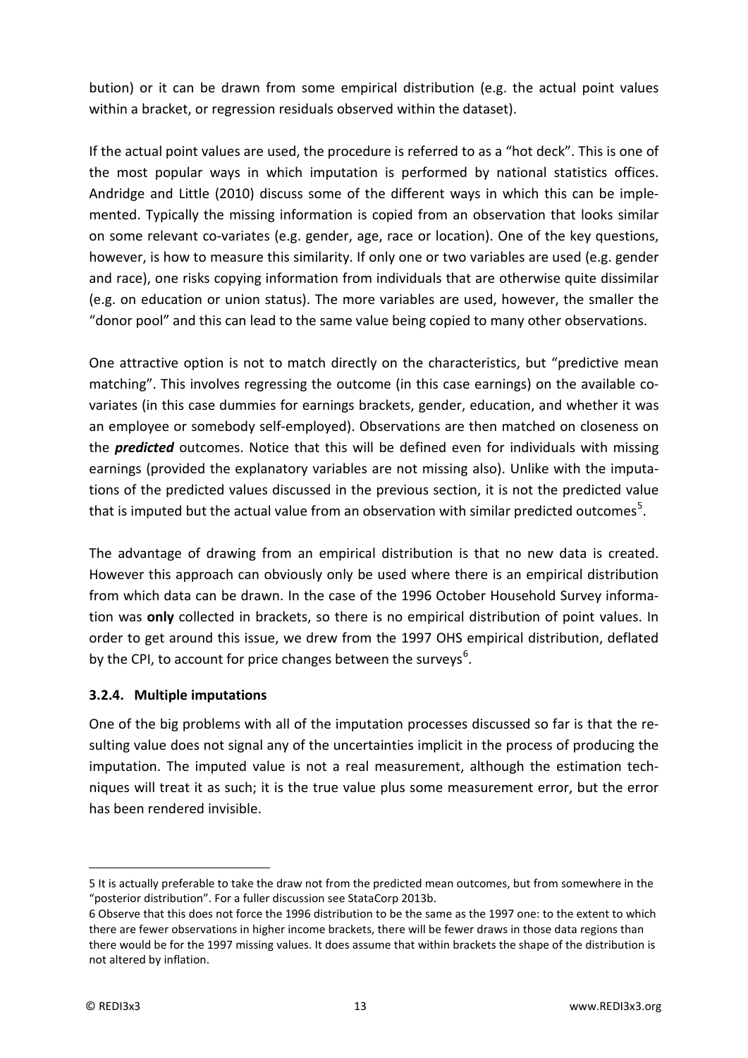bution) or it can be drawn from some empirical distribution (e.g. the actual point values within a bracket, or regression residuals observed within the dataset).

If the actual point values are used, the procedure is referred to as a "hot deck". This is one of the most popular ways in which imputation is performed by national statistics offices. Andridge and Little (2010) discuss some of the different ways in which this can be implemented. Typically the missing information is copied from an observation that looks similar on some relevant co-variates (e.g. gender, age, race or location). One of the key questions, however, is how to measure this similarity. If only one or two variables are used (e.g. gender and race), one risks copying information from individuals that are otherwise quite dissimilar (e.g. on education or union status). The more variables are used, however, the smaller the "donor pool" and this can lead to the same value being copied to many other observations.

One attractive option is not to match directly on the characteristics, but "predictive mean matching". This involves regressing the outcome (in this case earnings) on the available co-variates (in this case dummies for earnings brackets, gender, education, and whether it was an employee or somebody self-employed). Observations are then matched on closeness on the ***predicted*** outcomes. Notice that this will be defined even for individuals with missing earnings (provided the explanatory variables are not missing also). Unlike with the imputations of the predicted values discussed in the previous section, it is not the predicted value that is imputed but the actual value from an observation with similar predicted outcomes[5].

The advantage of drawing from an empirical distribution is that no new data is created. However this approach can obviously only be used where there is an empirical distribution from which data can be drawn. In the case of the 1996 October Household Survey information was **only** collected in brackets, so there is no empirical distribution of point values. In order to get around this issue, we drew from the 1997 OHS empirical distribution, deflated by the CPI, to account for price changes between the surveys[6].

### 3.2.4. Multiple imputations

One of the big problems with all of the imputation processes discussed so far is that the resulting value does not signal any of the uncertainties implicit in the process of producing the imputation. The imputed value is not a real measurement, although the estimation techniques will treat it as such; it is the true value plus some measurement error, but the error has been rendered invisible.

---

5 It is actually preferable to take the draw not from the predicted mean outcomes, but from somewhere in the "posterior distribution". For a fuller discussion see StataCorp 2013b.

6 Observe that this does not force the 1996 distribution to be the same as the 1997 one: to the extent to which there are fewer observations in higher income brackets, there will be fewer draws in those data regions than there would be for the 1997 missing values. It does assume that within brackets the shape of the distribution is not altered by inflation.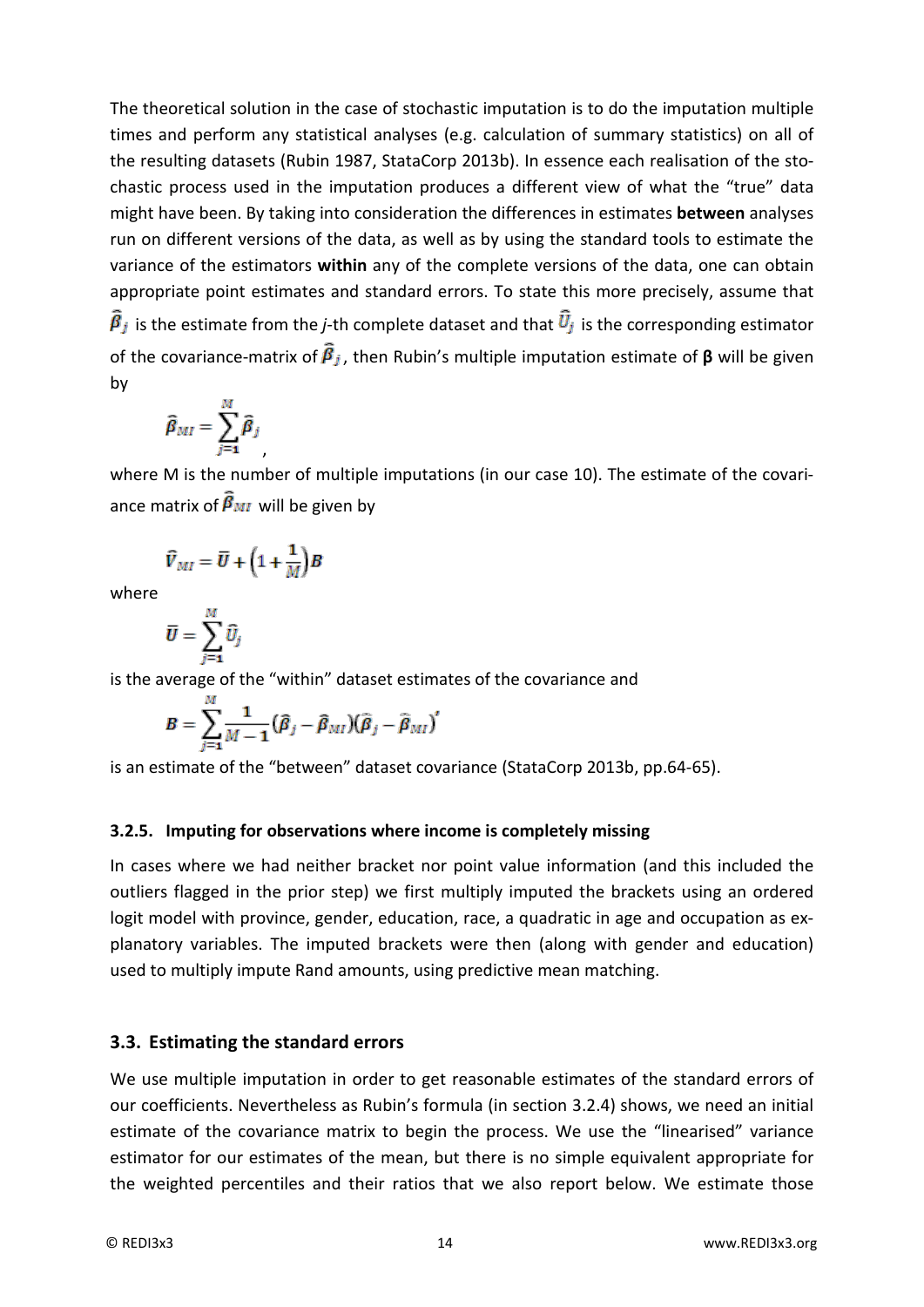The theoretical solution in the case of stochastic imputation is to do the imputation multiple times and perform any statistical analyses (e.g. calculation of summary statistics) on all of the resulting datasets (Rubin 1987, StataCorp 2013b). In essence each realisation of the stochastic process used in the imputation produces a different view of what the "true" data might have been. By taking into consideration the differences in estimates **between** analyses run on different versions of the data, as well as by using the standard tools to estimate the variance of the estimators **within** any of the complete versions of the data, one can obtain appropriate point estimates and standard errors. To state this more precisely, assume that $\widehat{\boldsymbol{\beta}}_j$ is the estimate from the *j*-th complete dataset and that $\widehat{\boldsymbol{U}}_j$ is the corresponding estimator of the covariance-matrix of $\widehat{\boldsymbol{\beta}}_j$, then Rubin's multiple imputation estimate of **β** will be given by

$$\widehat{\boldsymbol{\beta}}_{MI} = \sum_{j=1}^{M} \widehat{\boldsymbol{\beta}}_j,$$

where M is the number of multiple imputations (in our case 10). The estimate of the covariance matrix of $\widehat{\boldsymbol{\beta}}_{MI}$ will be given by

$$\widehat{\boldsymbol{V}}_{MI} = \overline{\boldsymbol{U}} + \left(1 + \frac{1}{M}\right)\boldsymbol{B}$$

where

$$\overline{\boldsymbol{U}} = \sum_{j=1}^{M} \widehat{\boldsymbol{U}}_j$$

is the average of the "within" dataset estimates of the covariance and

$$\boldsymbol{B} = \sum_{j=1}^{M} \frac{1}{M-1} (\widehat{\boldsymbol{\beta}}_j - \widehat{\boldsymbol{\beta}}_{MI})(\widehat{\boldsymbol{\beta}}_j - \widehat{\boldsymbol{\beta}}_{MI})'$$

is an estimate of the "between" dataset covariance (StataCorp 2013b, pp.64-65).

#### 3.2.5. Imputing for observations where income is completely missing

In cases where we had neither bracket nor point value information (and this included the outliers flagged in the prior step) we first multiply imputed the brackets using an ordered logit model with province, gender, education, race, a quadratic in age and occupation as explanatory variables. The imputed brackets were then (along with gender and education) used to multiply impute Rand amounts, using predictive mean matching.

### 3.3. Estimating the standard errors

We use multiple imputation in order to get reasonable estimates of the standard errors of our coefficients. Nevertheless as Rubin's formula (in section 3.2.4) shows, we need an initial estimate of the covariance matrix to begin the process. We use the "linearised" variance estimator for our estimates of the mean, but there is no simple equivalent appropriate for the weighted percentiles and their ratios that we also report below. We estimate those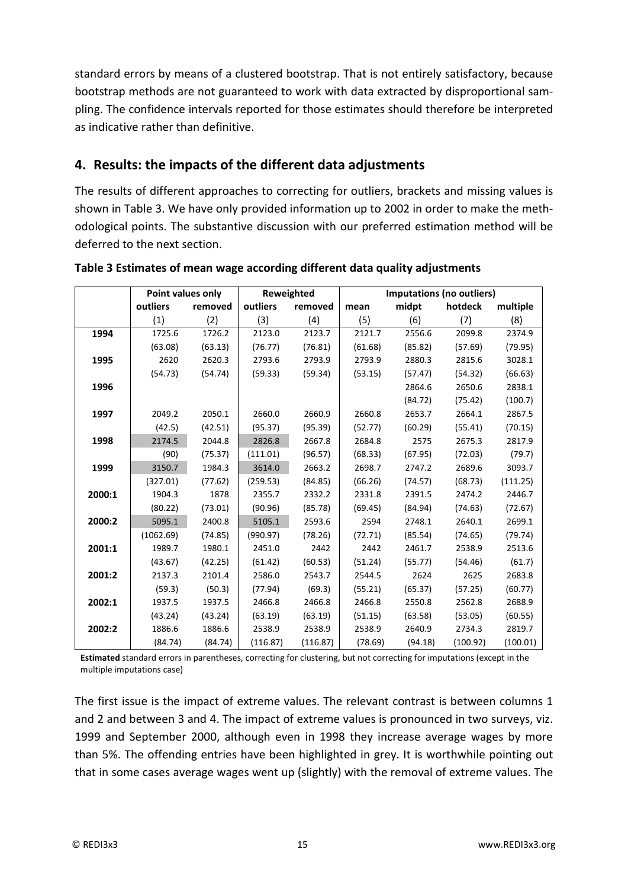standard errors by means of a clustered bootstrap. That is not entirely satisfactory, because bootstrap methods are not guaranteed to work with data extracted by disproportional sampling. The confidence intervals reported for those estimates should therefore be interpreted as indicative rather than definitive.

## 4. Results: the impacts of the different data adjustments

The results of different approaches to correcting for outliers, brackets and missing values is shown in Table 3. We have only provided information up to 2002 in order to make the methodological points. The substantive discussion with our preferred estimation method will be deferred to the next section.

**Table 3 Estimates of mean wage according different data quality adjustments**

| | Point values only | | Reweighted | | Imputations (no outliers) | | | |
|---|---|---|---|---|---|---|---|---|
| | outliers | removed | outliers | removed | mean | midpt | hotdeck | multiple |
| | (1) | (2) | (3) | (4) | (5) | (6) | (7) | (8) |
| **1994** | 1725.6 | 1726.2 | 2123.0 | 2123.7 | 2121.7 | 2556.6 | 2099.8 | 2374.9 |
| | (63.08) | (63.13) | (76.77) | (76.81) | (61.68) | (85.82) | (57.69) | (79.95) |
| **1995** | 2620 | 2620.3 | 2793.6 | 2793.9 | 2793.9 | 2880.3 | 2815.6 | 3028.1 |
| | (54.73) | (54.74) | (59.33) | (59.34) | (53.15) | (57.47) | (54.32) | (66.63) |
| **1996** | | | | | | 2864.6 | 2650.6 | 2838.1 |
| | | | | | | (84.72) | (75.42) | (100.7) |
| **1997** | 2049.2 | 2050.1 | 2660.0 | 2660.9 | 2660.8 | 2653.7 | 2664.1 | 2867.5 |
| | (42.5) | (42.51) | (95.37) | (95.39) | (52.77) | (60.29) | (55.41) | (70.15) |
| **1998** | 2174.5 | 2044.8 | 2826.8 | 2667.8 | 2684.8 | 2575 | 2675.3 | 2817.9 |
| | (90) | (75.37) | (111.01) | (96.57) | (68.33) | (67.95) | (72.03) | (79.7) |
| **1999** | 3150.7 | 1984.3 | 3614.0 | 2663.2 | 2698.7 | 2747.2 | 2689.6 | 3093.7 |
| | (327.01) | (77.62) | (259.53) | (84.85) | (66.26) | (74.57) | (68.73) | (111.25) |
| **2000:1** | 1904.3 | 1878 | 2355.7 | 2332.2 | 2331.8 | 2391.5 | 2474.2 | 2446.7 |
| | (80.22) | (73.01) | (90.96) | (85.78) | (69.45) | (84.94) | (74.63) | (72.67) |
| **2000:2** | 5095.1 | 2400.8 | 5105.1 | 2593.6 | 2594 | 2748.1 | 2640.1 | 2699.1 |
| | (1062.69) | (74.85) | (990.97) | (78.26) | (72.71) | (85.54) | (74.65) | (79.74) |
| **2001:1** | 1989.7 | 1980.1 | 2451.0 | 2442 | 2442 | 2461.7 | 2538.9 | 2513.6 |
| | (43.67) | (42.25) | (61.42) | (60.53) | (51.24) | (55.77) | (54.46) | (61.7) |
| **2001:2** | 2137.3 | 2101.4 | 2586.0 | 2543.7 | 2544.5 | 2624 | 2625 | 2683.8 |
| | (59.3) | (50.3) | (77.94) | (69.3) | (55.21) | (65.37) | (57.25) | (60.77) |
| **2002:1** | 1937.5 | 1937.5 | 2466.8 | 2466.8 | 2466.8 | 2550.8 | 2562.8 | 2688.9 |
| | (43.24) | (43.24) | (63.19) | (63.19) | (51.15) | (63.58) | (53.05) | (60.55) |
| **2002:2** | 1886.6 | 1886.6 | 2538.9 | 2538.9 | 2538.9 | 2640.9 | 2734.3 | 2819.7 |
| | (84.74) | (84.74) | (116.87) | (116.87) | (78.69) | (94.18) | (100.92) | (100.01) |

**Estimated** standard errors in parentheses, correcting for clustering, but not correcting for imputations (except in the multiple imputations case)

The first issue is the impact of extreme values. The relevant contrast is between columns 1 and 2 and between 3 and 4. The impact of extreme values is pronounced in two surveys, viz. 1999 and September 2000, although even in 1998 they increase average wages by more than 5%. The offending entries have been highlighted in grey. It is worthwhile pointing out that in some cases average wages went up (slightly) with the removal of extreme values. The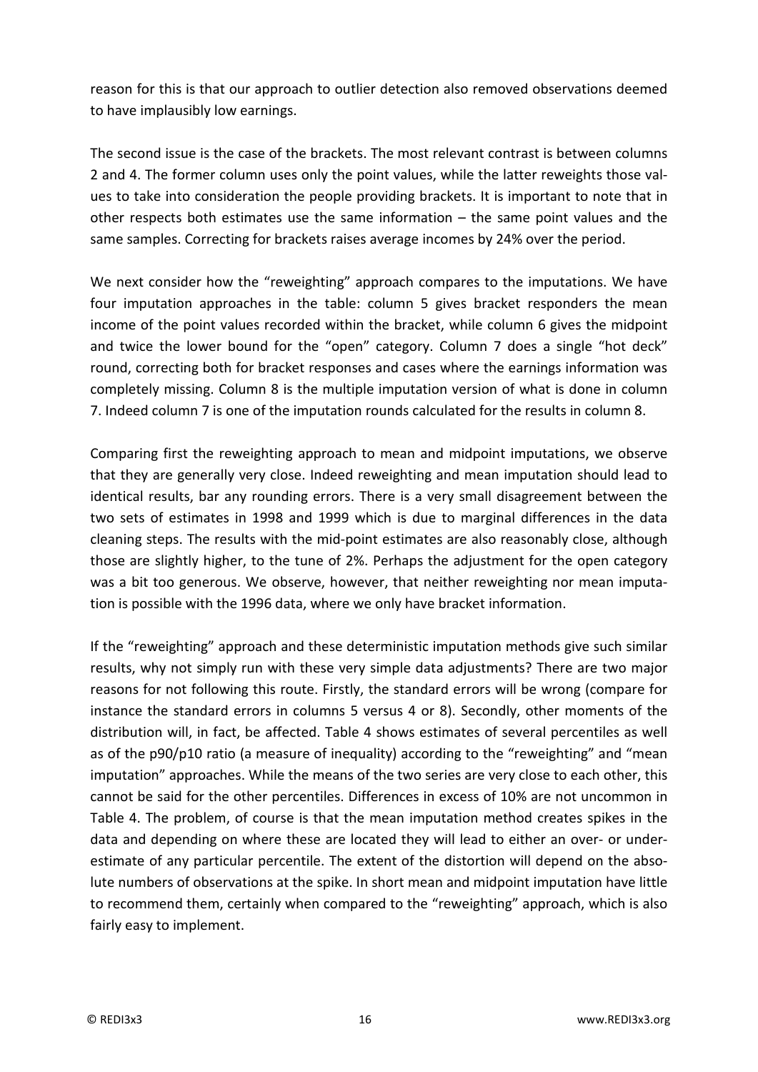reason for this is that our approach to outlier detection also removed observations deemed to have implausibly low earnings.

The second issue is the case of the brackets. The most relevant contrast is between columns 2 and 4. The former column uses only the point values, while the latter reweights those values to take into consideration the people providing brackets. It is important to note that in other respects both estimates use the same information – the same point values and the same samples. Correcting for brackets raises average incomes by 24% over the period.

We next consider how the "reweighting" approach compares to the imputations. We have four imputation approaches in the table: column 5 gives bracket responders the mean income of the point values recorded within the bracket, while column 6 gives the midpoint and twice the lower bound for the "open" category. Column 7 does a single "hot deck" round, correcting both for bracket responses and cases where the earnings information was completely missing. Column 8 is the multiple imputation version of what is done in column 7. Indeed column 7 is one of the imputation rounds calculated for the results in column 8.

Comparing first the reweighting approach to mean and midpoint imputations, we observe that they are generally very close. Indeed reweighting and mean imputation should lead to identical results, bar any rounding errors. There is a very small disagreement between the two sets of estimates in 1998 and 1999 which is due to marginal differences in the data cleaning steps. The results with the mid-point estimates are also reasonably close, although those are slightly higher, to the tune of 2%. Perhaps the adjustment for the open category was a bit too generous. We observe, however, that neither reweighting nor mean imputation is possible with the 1996 data, where we only have bracket information.

If the "reweighting" approach and these deterministic imputation methods give such similar results, why not simply run with these very simple data adjustments? There are two major reasons for not following this route. Firstly, the standard errors will be wrong (compare for instance the standard errors in columns 5 versus 4 or 8). Secondly, other moments of the distribution will, in fact, be affected. Table 4 shows estimates of several percentiles as well as of the p90/p10 ratio (a measure of inequality) according to the "reweighting" and "mean imputation" approaches. While the means of the two series are very close to each other, this cannot be said for the other percentiles. Differences in excess of 10% are not uncommon in Table 4. The problem, of course is that the mean imputation method creates spikes in the data and depending on where these are located they will lead to either an over- or underestimate of any particular percentile. The extent of the distortion will depend on the absolute numbers of observations at the spike. In short mean and midpoint imputation have little to recommend them, certainly when compared to the "reweighting" approach, which is also fairly easy to implement.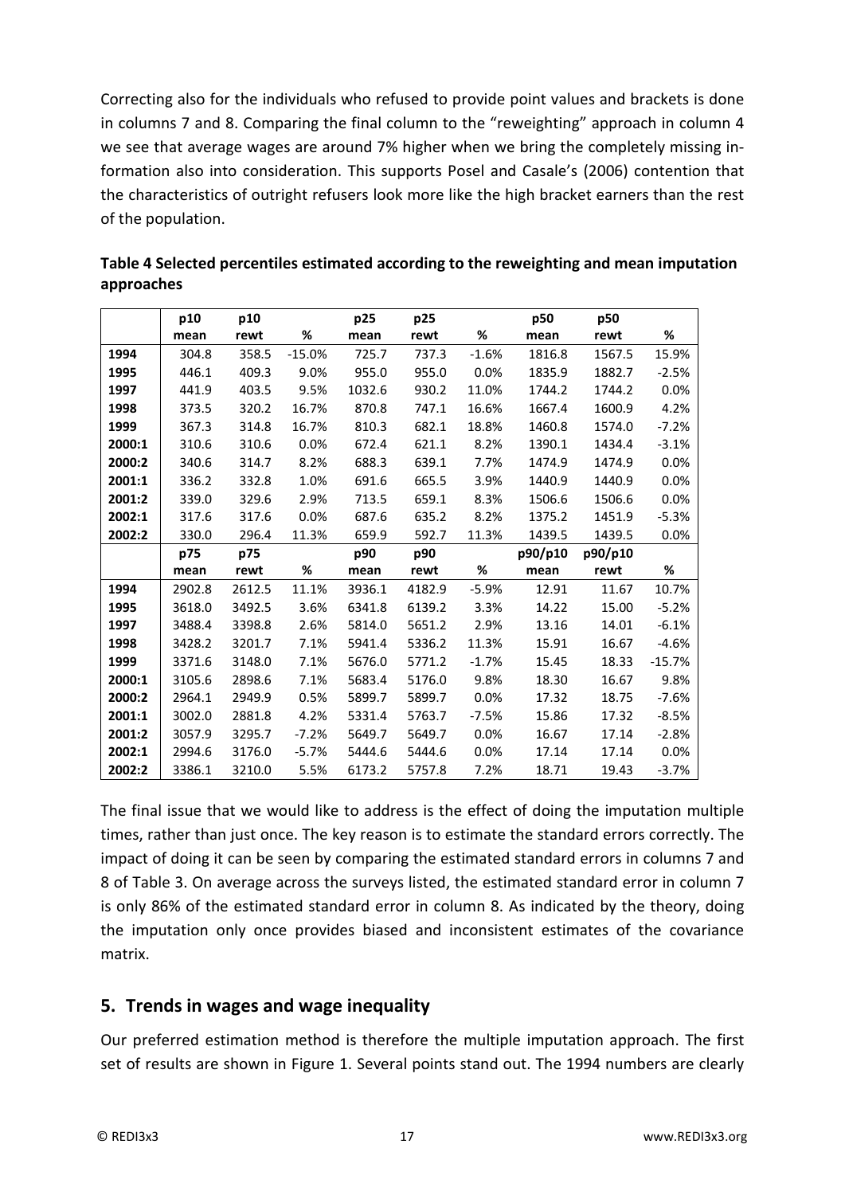Correcting also for the individuals who refused to provide point values and brackets is done in columns 7 and 8. Comparing the final column to the "reweighting" approach in column 4 we see that average wages are around 7% higher when we bring the completely missing information also into consideration. This supports Posel and Casale's (2006) contention that the characteristics of outright refusers look more like the high bracket earners than the rest of the population.

**Table 4 Selected percentiles estimated according to the reweighting and mean imputation approaches**

| | p10 mean | p10 rewt | % | p25 mean | p25 rewt | % | p50 mean | p50 rewt | % |
|---|---|---|---|---|---|---|---|---|---|
| **1994** | 304.8 | 358.5 | -15.0% | 725.7 | 737.3 | -1.6% | 1816.8 | 1567.5 | 15.9% |
| **1995** | 446.1 | 409.3 | 9.0% | 955.0 | 955.0 | 0.0% | 1835.9 | 1882.7 | -2.5% |
| **1997** | 441.9 | 403.5 | 9.5% | 1032.6 | 930.2 | 11.0% | 1744.2 | 1744.2 | 0.0% |
| **1998** | 373.5 | 320.2 | 16.7% | 870.8 | 747.1 | 16.6% | 1667.4 | 1600.9 | 4.2% |
| **1999** | 367.3 | 314.8 | 16.7% | 810.3 | 682.1 | 18.8% | 1460.8 | 1574.0 | -7.2% |
| **2000:1** | 310.6 | 310.6 | 0.0% | 672.4 | 621.1 | 8.2% | 1390.1 | 1434.4 | -3.1% |
| **2000:2** | 340.6 | 314.7 | 8.2% | 688.3 | 639.1 | 7.7% | 1474.9 | 1474.9 | 0.0% |
| **2001:1** | 336.2 | 332.8 | 1.0% | 691.6 | 665.5 | 3.9% | 1440.9 | 1440.9 | 0.0% |
| **2001:2** | 339.0 | 329.6 | 2.9% | 713.5 | 659.1 | 8.3% | 1506.6 | 1506.6 | 0.0% |
| **2002:1** | 317.6 | 317.6 | 0.0% | 687.6 | 635.2 | 8.2% | 1375.2 | 1451.9 | -5.3% |
| **2002:2** | 330.0 | 296.4 | 11.3% | 659.9 | 592.7 | 11.3% | 1439.5 | 1439.5 | 0.0% |
| | **p75 mean** | **p75 rewt** | **%** | **p90 mean** | **p90 rewt** | **%** | **p90/p10 mean** | **p90/p10 rewt** | **%** |
| **1994** | 2902.8 | 2612.5 | 11.1% | 3936.1 | 4182.9 | -5.9% | 12.91 | 11.67 | 10.7% |
| **1995** | 3618.0 | 3492.5 | 3.6% | 6341.8 | 6139.2 | 3.3% | 14.22 | 15.00 | -5.2% |
| **1997** | 3488.4 | 3398.8 | 2.6% | 5814.0 | 5651.2 | 2.9% | 13.16 | 14.01 | -6.1% |
| **1998** | 3428.2 | 3201.7 | 7.1% | 5941.4 | 5336.2 | 11.3% | 15.91 | 16.67 | -4.6% |
| **1999** | 3371.6 | 3148.0 | 7.1% | 5676.0 | 5771.2 | -1.7% | 15.45 | 18.33 | -15.7% |
| **2000:1** | 3105.6 | 2898.6 | 7.1% | 5683.4 | 5176.0 | 9.8% | 18.30 | 16.67 | 9.8% |
| **2000:2** | 2964.1 | 2949.9 | 0.5% | 5899.7 | 5899.7 | 0.0% | 17.32 | 18.75 | -7.6% |
| **2001:1** | 3002.0 | 2881.8 | 4.2% | 5331.4 | 5763.7 | -7.5% | 15.86 | 17.32 | -8.5% |
| **2001:2** | 3057.9 | 3295.7 | -7.2% | 5649.7 | 5649.7 | 0.0% | 16.67 | 17.14 | -2.8% |
| **2002:1** | 2994.6 | 3176.0 | -5.7% | 5444.6 | 5444.6 | 0.0% | 17.14 | 17.14 | 0.0% |
| **2002:2** | 3386.1 | 3210.0 | 5.5% | 6173.2 | 5757.8 | 7.2% | 18.71 | 19.43 | -3.7% |

The final issue that we would like to address is the effect of doing the imputation multiple times, rather than just once. The key reason is to estimate the standard errors correctly. The impact of doing it can be seen by comparing the estimated standard errors in columns 7 and 8 of Table 3. On average across the surveys listed, the estimated standard error in column 7 is only 86% of the estimated standard error in column 8. As indicated by the theory, doing the imputation only once provides biased and inconsistent estimates of the covariance matrix.

## 5. Trends in wages and wage inequality

Our preferred estimation method is therefore the multiple imputation approach. The first set of results are shown in Figure 1. Several points stand out. The 1994 numbers are clearly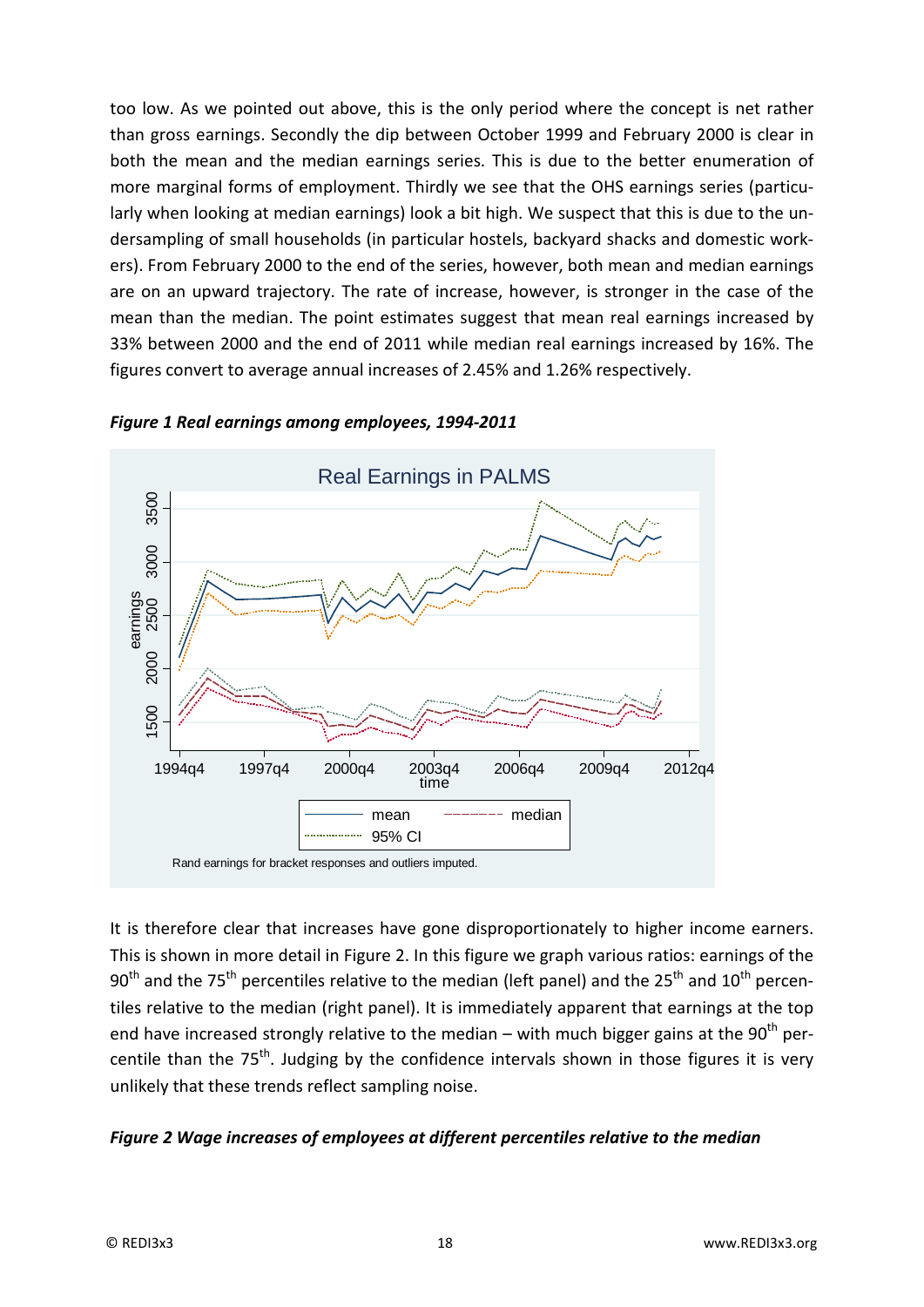too low. As we pointed out above, this is the only period where the concept is net rather than gross earnings. Secondly the dip between October 1999 and February 2000 is clear in both the mean and the median earnings series. This is due to the better enumeration of more marginal forms of employment. Thirdly we see that the OHS earnings series (particularly when looking at median earnings) look a bit high. We suspect that this is due to the undersampling of small households (in particular hostels, backyard shacks and domestic workers). From February 2000 to the end of the series, however, both mean and median earnings are on an upward trajectory. The rate of increase, however, is stronger in the case of the mean than the median. The point estimates suggest that mean real earnings increased by 33% between 2000 and the end of 2011 while median real earnings increased by 16%. The figures convert to average annual increases of 2.45% and 1.26% respectively.

***Figure 1 Real earnings among employees, 1994-2011***

It is therefore clear that increases have gone disproportionately to higher income earners. This is shown in more detail in Figure 2. In this figure we graph various ratios: earnings of the 90th and the 75th percentiles relative to the median (left panel) and the 25th and 10th percentiles relative to the median (right panel). It is immediately apparent that earnings at the top end have increased strongly relative to the median – with much bigger gains at the 90th percentile than the 75th. Judging by the confidence intervals shown in those figures it is very unlikely that these trends reflect sampling noise.

***Figure 2 Wage increases of employees at different percentiles relative to the median***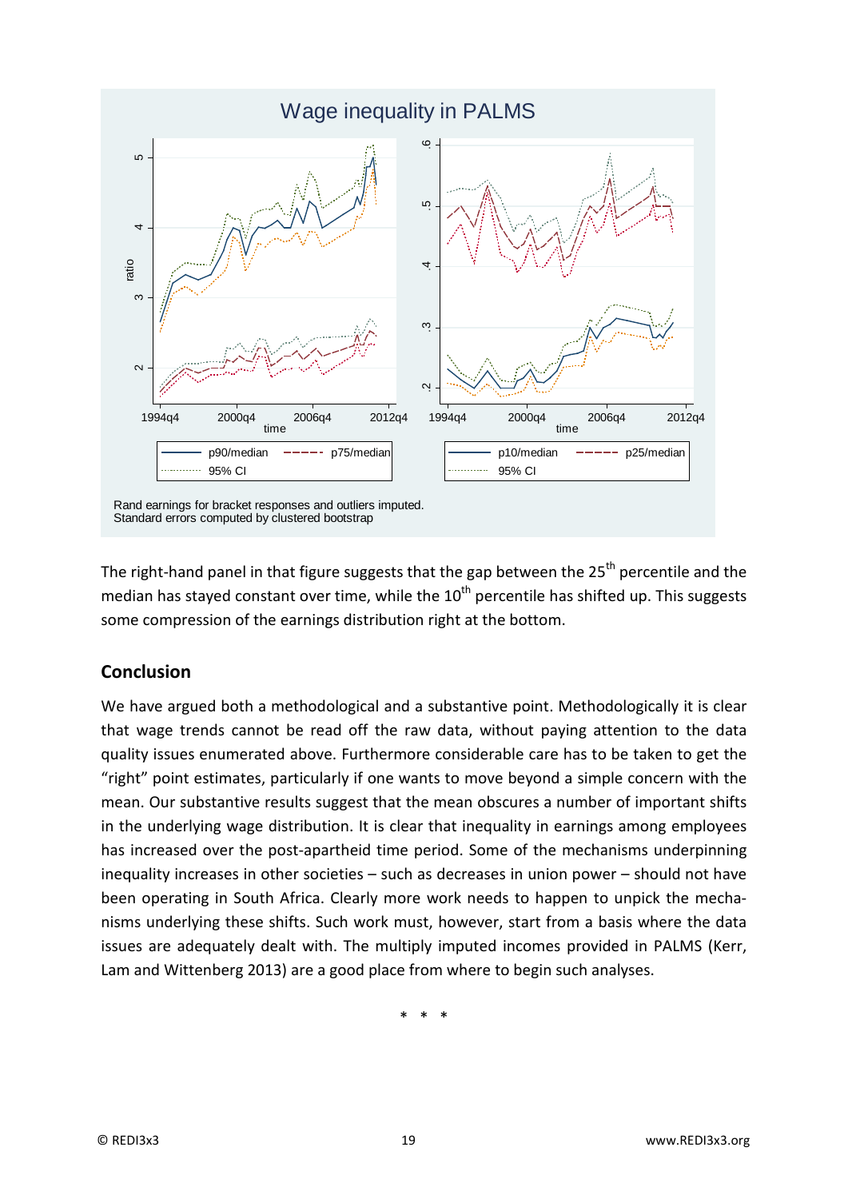Wage inequality in PALMS

Rand earnings for bracket responses and outliers imputed.
Standard errors computed by clustered bootstrap

The right-hand panel in that figure suggests that the gap between the 25th percentile and the median has stayed constant over time, while the 10th percentile has shifted up. This suggests some compression of the earnings distribution right at the bottom.

## Conclusion

We have argued both a methodological and a substantive point. Methodologically it is clear that wage trends cannot be read off the raw data, without paying attention to the data quality issues enumerated above. Furthermore considerable care has to be taken to get the "right" point estimates, particularly if one wants to move beyond a simple concern with the mean. Our substantive results suggest that the mean obscures a number of important shifts in the underlying wage distribution. It is clear that inequality in earnings among employees has increased over the post-apartheid time period. Some of the mechanisms underpinning inequality increases in other societies – such as decreases in union power – should not have been operating in South Africa. Clearly more work needs to happen to unpick the mechanisms underlying these shifts. Such work must, however, start from a basis where the data issues are adequately dealt with. The multiply imputed incomes provided in PALMS (Kerr, Lam and Wittenberg 2013) are a good place from where to begin such analyses.

\* \* \*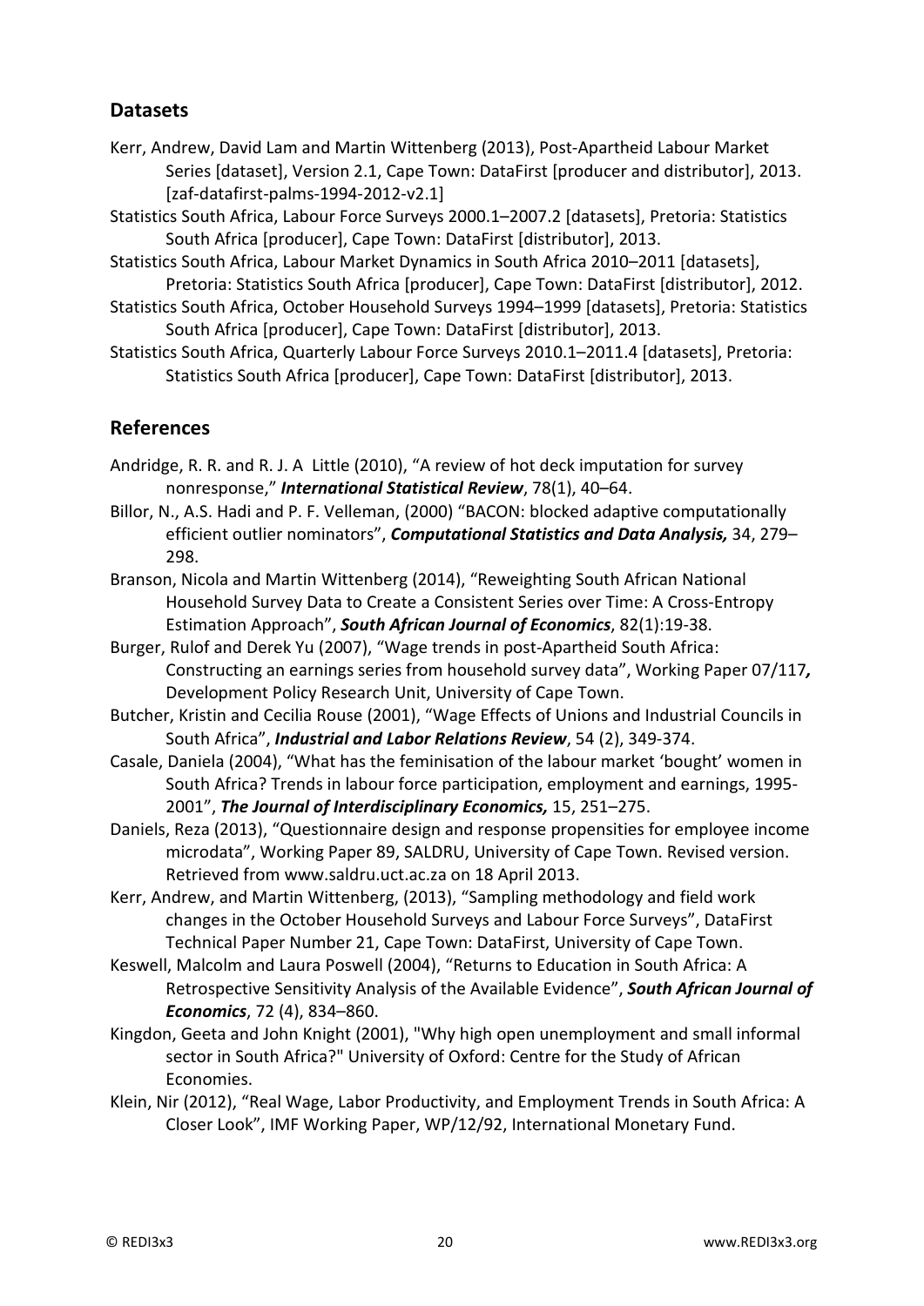## Datasets

Kerr, Andrew, David Lam and Martin Wittenberg (2013), Post-Apartheid Labour Market Series [dataset], Version 2.1, Cape Town: DataFirst [producer and distributor], 2013. [zaf-datafirst-palms-1994-2012-v2.1]

Statistics South Africa, Labour Force Surveys 2000.1–2007.2 [datasets], Pretoria: Statistics South Africa [producer], Cape Town: DataFirst [distributor], 2013.

Statistics South Africa, Labour Market Dynamics in South Africa 2010–2011 [datasets], Pretoria: Statistics South Africa [producer], Cape Town: DataFirst [distributor], 2012.

Statistics South Africa, October Household Surveys 1994–1999 [datasets], Pretoria: Statistics South Africa [producer], Cape Town: DataFirst [distributor], 2013.

Statistics South Africa, Quarterly Labour Force Surveys 2010.1–2011.4 [datasets], Pretoria: Statistics South Africa [producer], Cape Town: DataFirst [distributor], 2013.

## References

Andridge, R. R. and R. J. A Little (2010), "A review of hot deck imputation for survey nonresponse," ***International Statistical Review***, 78(1), 40–64.

Billor, N., A.S. Hadi and P. F. Velleman, (2000) "BACON: blocked adaptive computationally efficient outlier nominators", ***Computational Statistics and Data Analysis,*** 34, 279–298.

Branson, Nicola and Martin Wittenberg (2014), "Reweighting South African National Household Survey Data to Create a Consistent Series over Time: A Cross-Entropy Estimation Approach", ***South African Journal of Economics***, 82(1):19-38.

Burger, Rulof and Derek Yu (2007), "Wage trends in post-Apartheid South Africa: Constructing an earnings series from household survey data", Working Paper 07/117***,*** Development Policy Research Unit, University of Cape Town.

Butcher, Kristin and Cecilia Rouse (2001), "Wage Effects of Unions and Industrial Councils in South Africa", ***Industrial and Labor Relations Review***, 54 (2), 349-374.

Casale, Daniela (2004), "What has the feminisation of the labour market 'bought' women in South Africa? Trends in labour force participation, employment and earnings, 1995-2001", ***The Journal of Interdisciplinary Economics,*** 15, 251–275.

Daniels, Reza (2013), "Questionnaire design and response propensities for employee income microdata", Working Paper 89, SALDRU, University of Cape Town. Revised version. Retrieved from www.saldru.uct.ac.za on 18 April 2013.

Kerr, Andrew, and Martin Wittenberg, (2013), "Sampling methodology and field work changes in the October Household Surveys and Labour Force Surveys", DataFirst Technical Paper Number 21, Cape Town: DataFirst, University of Cape Town.

Keswell, Malcolm and Laura Poswell (2004), "Returns to Education in South Africa: A Retrospective Sensitivity Analysis of the Available Evidence", ***South African Journal of Economics***, 72 (4), 834–860.

Kingdon, Geeta and John Knight (2001), "Why high open unemployment and small informal sector in South Africa?" University of Oxford: Centre for the Study of African Economies.

Klein, Nir (2012), "Real Wage, Labor Productivity, and Employment Trends in South Africa: A Closer Look", IMF Working Paper, WP/12/92, International Monetary Fund.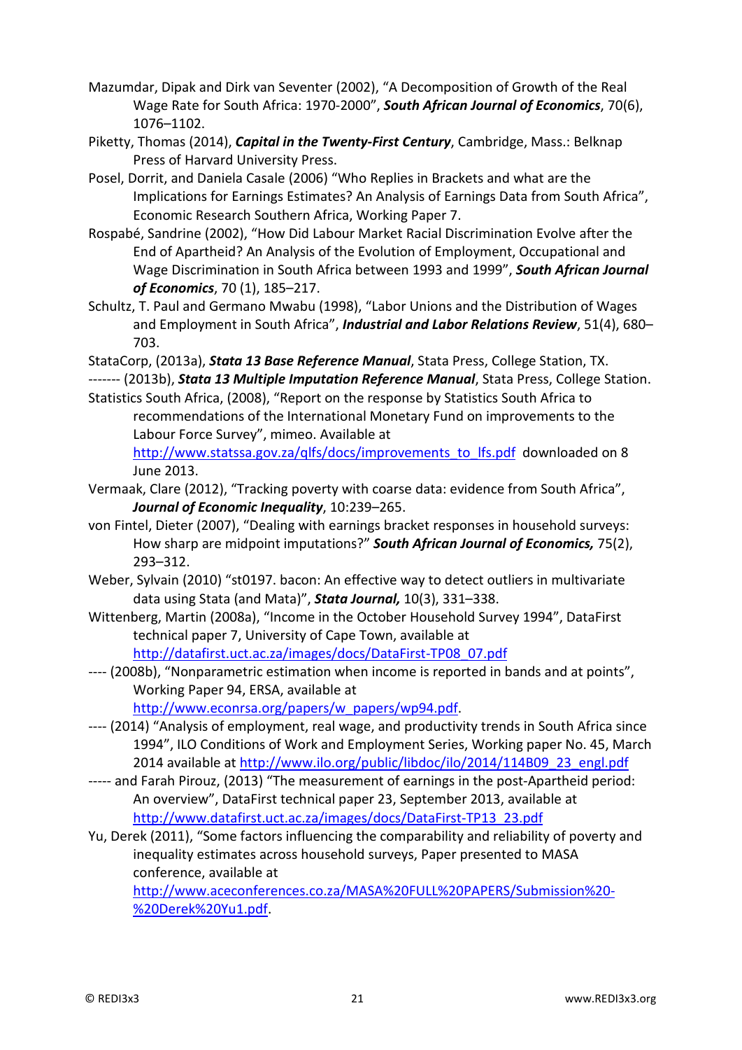Mazumdar, Dipak and Dirk van Seventer (2002), "A Decomposition of Growth of the Real Wage Rate for South Africa: 1970-2000", ***South African Journal of Economics***, 70(6), 1076–1102.

Piketty, Thomas (2014), ***Capital in the Twenty-First Century***, Cambridge, Mass.: Belknap Press of Harvard University Press.

Posel, Dorrit, and Daniela Casale (2006) "Who Replies in Brackets and what are the Implications for Earnings Estimates? An Analysis of Earnings Data from South Africa", Economic Research Southern Africa, Working Paper 7.

Rospabé, Sandrine (2002), "How Did Labour Market Racial Discrimination Evolve after the End of Apartheid? An Analysis of the Evolution of Employment, Occupational and Wage Discrimination in South Africa between 1993 and 1999", ***South African Journal of Economics***, 70 (1), 185–217.

Schultz, T. Paul and Germano Mwabu (1998), "Labor Unions and the Distribution of Wages and Employment in South Africa", ***Industrial and Labor Relations Review***, 51(4), 680–703.

StataCorp, (2013a), ***Stata 13 Base Reference Manual***, Stata Press, College Station, TX.

------- (2013b), ***Stata 13 Multiple Imputation Reference Manual***, Stata Press, College Station.

Statistics South Africa, (2008), "Report on the response by Statistics South Africa to recommendations of the International Monetary Fund on improvements to the Labour Force Survey", mimeo. Available at http://www.statssa.gov.za/qlfs/docs/improvements_to_lfs.pdf downloaded on 8 June 2013.

Vermaak, Clare (2012), "Tracking poverty with coarse data: evidence from South Africa", ***Journal of Economic Inequality***, 10:239–265.

von Fintel, Dieter (2007), "Dealing with earnings bracket responses in household surveys: How sharp are midpoint imputations?" ***South African Journal of Economics,*** 75(2), 293–312.

Weber, Sylvain (2010) "st0197. bacon: An effective way to detect outliers in multivariate data using Stata (and Mata)", ***Stata Journal,*** 10(3), 331–338.

Wittenberg, Martin (2008a), "Income in the October Household Survey 1994", DataFirst technical paper 7, University of Cape Town, available at http://datafirst.uct.ac.za/images/docs/DataFirst-TP08_07.pdf

---- (2008b), "Nonparametric estimation when income is reported in bands and at points", Working Paper 94, ERSA, available at http://www.econrsa.org/papers/w_papers/wp94.pdf.

---- (2014) "Analysis of employment, real wage, and productivity trends in South Africa since 1994", ILO Conditions of Work and Employment Series, Working paper No. 45, March 2014 available at http://www.ilo.org/public/libdoc/ilo/2014/114B09_23_engl.pdf

----- and Farah Pirouz, (2013) "The measurement of earnings in the post-Apartheid period: An overview", DataFirst technical paper 23, September 2013, available at http://www.datafirst.uct.ac.za/images/docs/DataFirst-TP13_23.pdf

Yu, Derek (2011), "Some factors influencing the comparability and reliability of poverty and inequality estimates across household surveys, Paper presented to MASA conference, available at http://www.aceconferences.co.za/MASA%20FULL%20PAPERS/Submission%20-%20Derek%20Yu1.pdf.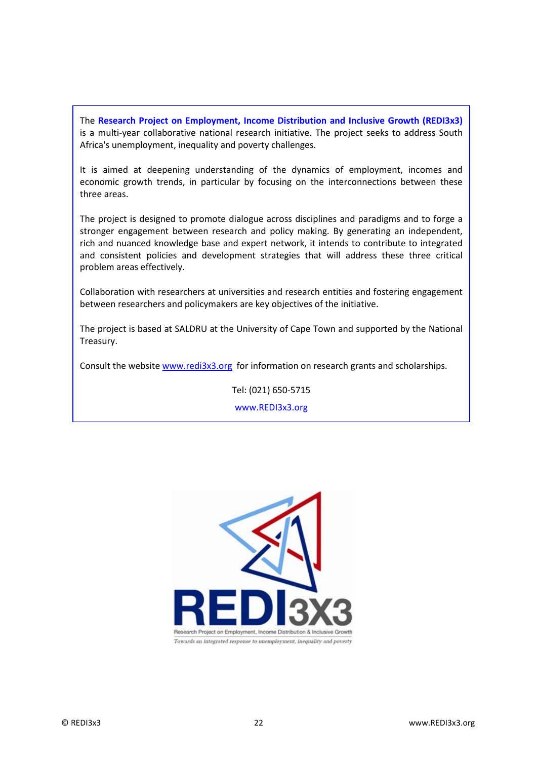The **Research Project on Employment, Income Distribution and Inclusive Growth (REDI3x3)** is a multi-year collaborative national research initiative. The project seeks to address South Africa's unemployment, inequality and poverty challenges.

It is aimed at deepening understanding of the dynamics of employment, incomes and economic growth trends, in particular by focusing on the interconnections between these three areas.

The project is designed to promote dialogue across disciplines and paradigms and to forge a stronger engagement between research and policy making. By generating an independent, rich and nuanced knowledge base and expert network, it intends to contribute to integrated and consistent policies and development strategies that will address these three critical problem areas effectively.

Collaboration with researchers at universities and research entities and fostering engagement between researchers and policymakers are key objectives of the initiative.

The project is based at SALDRU at the University of Cape Town and supported by the National Treasury.

Consult the website www.redi3x3.org for information on research grants and scholarships.

Tel: (021) 650-5715

www.REDI3x3.org

REDI3X3

Research Project on Employment, Income Distribution & Inclusive Growth

*Towards an integrated response to unemployment, inequality and poverty*